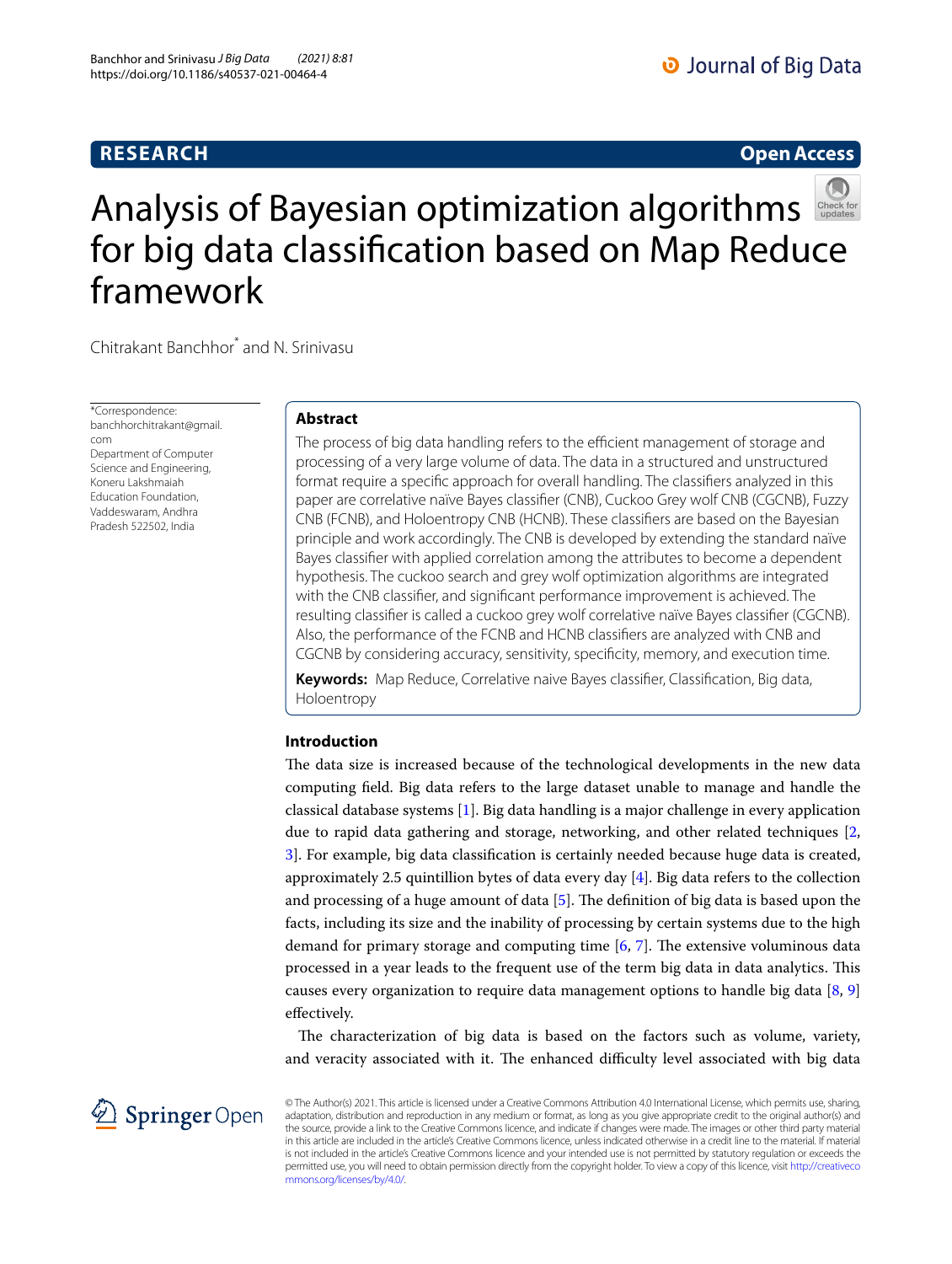RESEARCH

Open Access

# Analysis of Bayesian optimization algorithms for big data classification based on Map Reduce framework

Chitrakant Banchhor* and N. Srinivasu

*Correspondence: banchhorchitrakant@gmail.com
Department of Computer Science and Engineering, Koneru Lakshmaiah Education Foundation, Vaddeswaram, Andhra Pradesh 522502, India

## Abstract

The process of big data handling refers to the efficient management of storage and processing of a very large volume of data. The data in a structured and unstructured format require a specific approach for overall handling. The classifiers analyzed in this paper are correlative naïve Bayes classifier (CNB), Cuckoo Grey wolf CNB (CGCNB), Fuzzy CNB (FCNB), and Holoentropy CNB (HCNB). These classifiers are based on the Bayesian principle and work accordingly. The CNB is developed by extending the standard naïve Bayes classifier with applied correlation among the attributes to become a dependent hypothesis. The cuckoo search and grey wolf optimization algorithms are integrated with the CNB classifier, and significant performance improvement is achieved. The resulting classifier is called a cuckoo grey wolf correlative naïve Bayes classifier (CGCNB). Also, the performance of the FCNB and HCNB classifiers are analyzed with CNB and CGCNB by considering accuracy, sensitivity, specificity, memory, and execution time.

**Keywords:** Map Reduce, Correlative naive Bayes classifier, Classification, Big data, Holoentropy

## Introduction

The data size is increased because of the technological developments in the new data computing field. Big data refers to the large dataset unable to manage and handle the classical database systems [1]. Big data handling is a major challenge in every application due to rapid data gathering and storage, networking, and other related techniques [2, 3]. For example, big data classification is certainly needed because huge data is created, approximately 2.5 quintillion bytes of data every day [4]. Big data refers to the collection and processing of a huge amount of data [5]. The definition of big data is based upon the facts, including its size and the inability of processing by certain systems due to the high demand for primary storage and computing time [6, 7]. The extensive voluminous data processed in a year leads to the frequent use of the term big data in data analytics. This causes every organization to require data management options to handle big data [8, 9] effectively.

The characterization of big data is based on the factors such as volume, variety, and veracity associated with it. The enhanced difficulty level associated with big data

© The Author(s) 2021. This article is licensed under a Creative Commons Attribution 4.0 International License, which permits use, sharing, adaptation, distribution and reproduction in any medium or format, as long as you give appropriate credit to the original author(s) and the source, provide a link to the Creative Commons licence, and indicate if changes were made. The images or other third party material in this article are included in the article's Creative Commons licence, unless indicated otherwise in a credit line to the material. If material is not included in the article's Creative Commons licence and your intended use is not permitted by statutory regulation or exceeds the permitted use, you will need to obtain permission directly from the copyright holder. To view a copy of this licence, visit http://creativecommons.org/licenses/by/4.0/.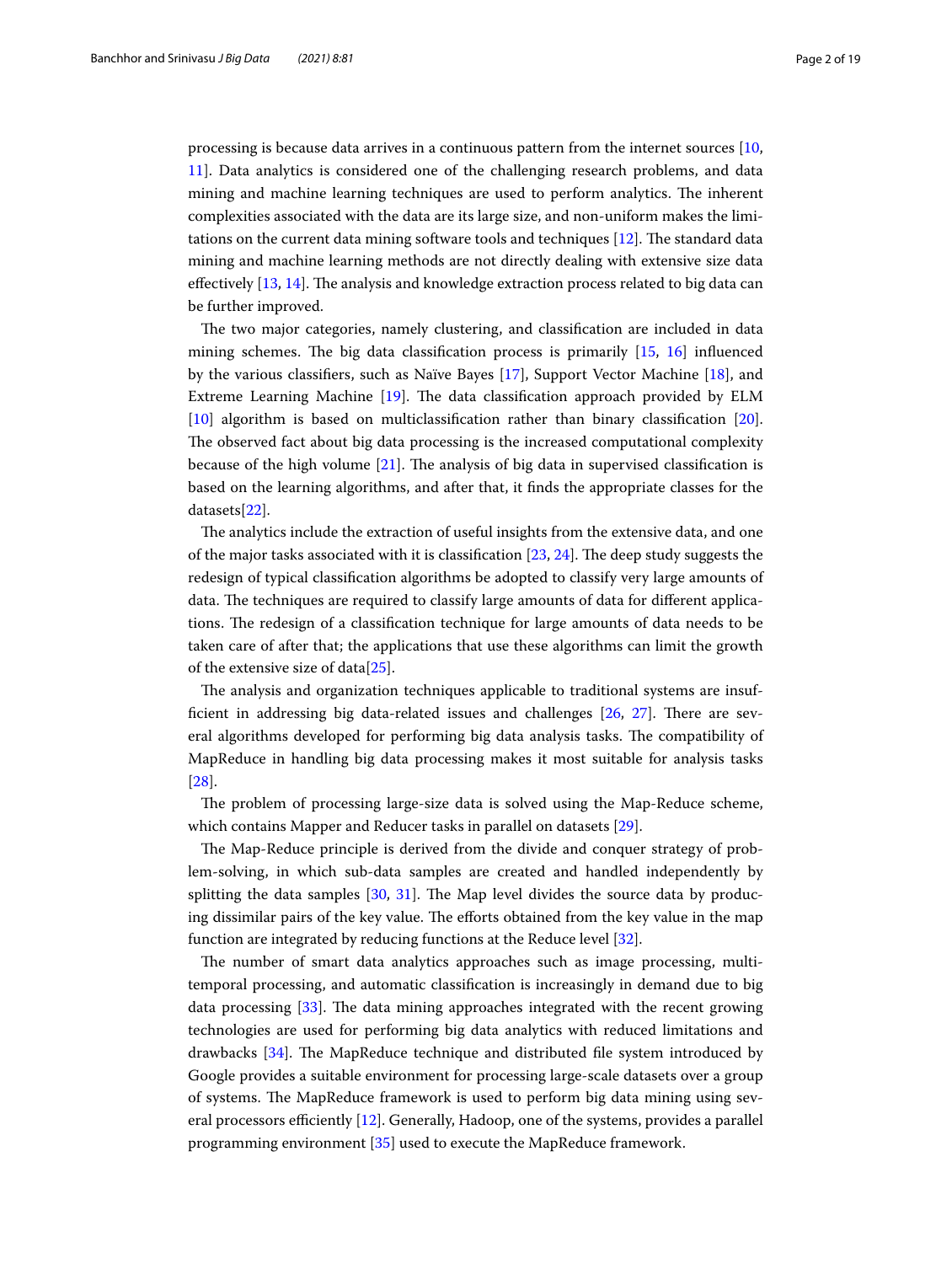processing is because data arrives in a continuous pattern from the internet sources [10, 11]. Data analytics is considered one of the challenging research problems, and data mining and machine learning techniques are used to perform analytics. The inherent complexities associated with the data are its large size, and non-uniform makes the limitations on the current data mining software tools and techniques [12]. The standard data mining and machine learning methods are not directly dealing with extensive size data effectively [13, 14]. The analysis and knowledge extraction process related to big data can be further improved.

The two major categories, namely clustering, and classification are included in data mining schemes. The big data classification process is primarily [15, 16] influenced by the various classifiers, such as Naïve Bayes [17], Support Vector Machine [18], and Extreme Learning Machine [19]. The data classification approach provided by ELM [10] algorithm is based on multiclassification rather than binary classification [20]. The observed fact about big data processing is the increased computational complexity because of the high volume [21]. The analysis of big data in supervised classification is based on the learning algorithms, and after that, it finds the appropriate classes for the datasets[22].

The analytics include the extraction of useful insights from the extensive data, and one of the major tasks associated with it is classification [23, 24]. The deep study suggests the redesign of typical classification algorithms be adopted to classify very large amounts of data. The techniques are required to classify large amounts of data for different applications. The redesign of a classification technique for large amounts of data needs to be taken care of after that; the applications that use these algorithms can limit the growth of the extensive size of data[25].

The analysis and organization techniques applicable to traditional systems are insufficient in addressing big data-related issues and challenges [26, 27]. There are several algorithms developed for performing big data analysis tasks. The compatibility of MapReduce in handling big data processing makes it most suitable for analysis tasks [28].

The problem of processing large-size data is solved using the Map-Reduce scheme, which contains Mapper and Reducer tasks in parallel on datasets [29].

The Map-Reduce principle is derived from the divide and conquer strategy of problem-solving, in which sub-data samples are created and handled independently by splitting the data samples [30, 31]. The Map level divides the source data by producing dissimilar pairs of the key value. The efforts obtained from the key value in the map function are integrated by reducing functions at the Reduce level [32].

The number of smart data analytics approaches such as image processing, multi-temporal processing, and automatic classification is increasingly in demand due to big data processing [33]. The data mining approaches integrated with the recent growing technologies are used for performing big data analytics with reduced limitations and drawbacks [34]. The MapReduce technique and distributed file system introduced by Google provides a suitable environment for processing large-scale datasets over a group of systems. The MapReduce framework is used to perform big data mining using several processors efficiently [12]. Generally, Hadoop, one of the systems, provides a parallel programming environment [35] used to execute the MapReduce framework.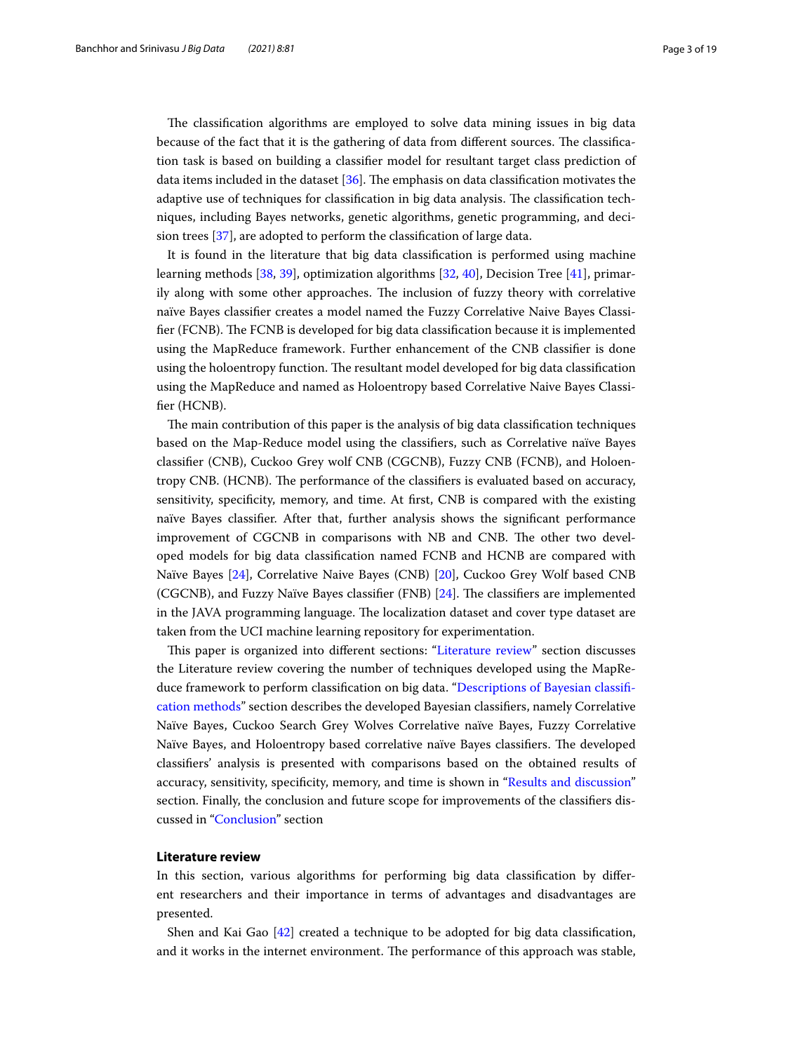The classification algorithms are employed to solve data mining issues in big data because of the fact that it is the gathering of data from different sources. The classification task is based on building a classifier model for resultant target class prediction of data items included in the dataset [36]. The emphasis on data classification motivates the adaptive use of techniques for classification in big data analysis. The classification techniques, including Bayes networks, genetic algorithms, genetic programming, and decision trees [37], are adopted to perform the classification of large data.

It is found in the literature that big data classification is performed using machine learning methods [38, 39], optimization algorithms [32, 40], Decision Tree [41], primarily along with some other approaches. The inclusion of fuzzy theory with correlative naïve Bayes classifier creates a model named the Fuzzy Correlative Naive Bayes Classifier (FCNB). The FCNB is developed for big data classification because it is implemented using the MapReduce framework. Further enhancement of the CNB classifier is done using the holoentropy function. The resultant model developed for big data classification using the MapReduce and named as Holoentropy based Correlative Naive Bayes Classifier (HCNB).

The main contribution of this paper is the analysis of big data classification techniques based on the Map-Reduce model using the classifiers, such as Correlative naïve Bayes classifier (CNB), Cuckoo Grey wolf CNB (CGCNB), Fuzzy CNB (FCNB), and Holoentropy CNB. (HCNB). The performance of the classifiers is evaluated based on accuracy, sensitivity, specificity, memory, and time. At first, CNB is compared with the existing naïve Bayes classifier. After that, further analysis shows the significant performance improvement of CGCNB in comparisons with NB and CNB. The other two developed models for big data classification named FCNB and HCNB are compared with Naïve Bayes [24], Correlative Naive Bayes (CNB) [20], Cuckoo Grey Wolf based CNB (CGCNB), and Fuzzy Naïve Bayes classifier (FNB) [24]. The classifiers are implemented in the JAVA programming language. The localization dataset and cover type dataset are taken from the UCI machine learning repository for experimentation.

This paper is organized into different sections: "Literature review" section discusses the Literature review covering the number of techniques developed using the MapReduce framework to perform classification on big data. "Descriptions of Bayesian classification methods" section describes the developed Bayesian classifiers, namely Correlative Naïve Bayes, Cuckoo Search Grey Wolves Correlative naïve Bayes, Fuzzy Correlative Naïve Bayes, and Holoentropy based correlative naïve Bayes classifiers. The developed classifiers' analysis is presented with comparisons based on the obtained results of accuracy, sensitivity, specificity, memory, and time is shown in "Results and discussion" section. Finally, the conclusion and future scope for improvements of the classifiers discussed in "Conclusion" section

## Literature review

In this section, various algorithms for performing big data classification by different researchers and their importance in terms of advantages and disadvantages are presented.

Shen and Kai Gao [42] created a technique to be adopted for big data classification, and it works in the internet environment. The performance of this approach was stable,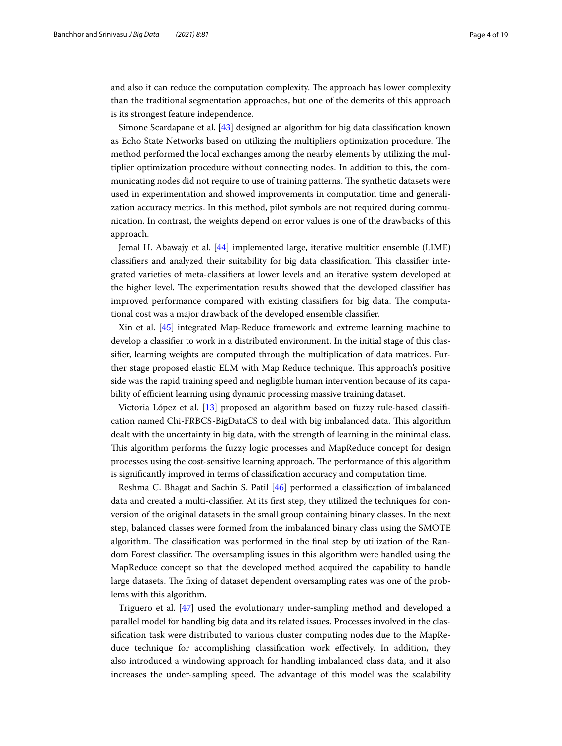and also it can reduce the computation complexity. The approach has lower complexity than the traditional segmentation approaches, but one of the demerits of this approach is its strongest feature independence.

Simone Scardapane et al. [43] designed an algorithm for big data classification known as Echo State Networks based on utilizing the multipliers optimization procedure. The method performed the local exchanges among the nearby elements by utilizing the multiplier optimization procedure without connecting nodes. In addition to this, the communicating nodes did not require to use of training patterns. The synthetic datasets were used in experimentation and showed improvements in computation time and generalization accuracy metrics. In this method, pilot symbols are not required during communication. In contrast, the weights depend on error values is one of the drawbacks of this approach.

Jemal H. Abawajy et al. [44] implemented large, iterative multitier ensemble (LIME) classifiers and analyzed their suitability for big data classification. This classifier integrated varieties of meta-classifiers at lower levels and an iterative system developed at the higher level. The experimentation results showed that the developed classifier has improved performance compared with existing classifiers for big data. The computational cost was a major drawback of the developed ensemble classifier.

Xin et al. [45] integrated Map-Reduce framework and extreme learning machine to develop a classifier to work in a distributed environment. In the initial stage of this classifier, learning weights are computed through the multiplication of data matrices. Further stage proposed elastic ELM with Map Reduce technique. This approach's positive side was the rapid training speed and negligible human intervention because of its capability of efficient learning using dynamic processing massive training dataset.

Victoria López et al. [13] proposed an algorithm based on fuzzy rule-based classification named Chi-FRBCS-BigDataCS to deal with big imbalanced data. This algorithm dealt with the uncertainty in big data, with the strength of learning in the minimal class. This algorithm performs the fuzzy logic processes and MapReduce concept for design processes using the cost-sensitive learning approach. The performance of this algorithm is significantly improved in terms of classification accuracy and computation time.

Reshma C. Bhagat and Sachin S. Patil [46] performed a classification of imbalanced data and created a multi-classifier. At its first step, they utilized the techniques for conversion of the original datasets in the small group containing binary classes. In the next step, balanced classes were formed from the imbalanced binary class using the SMOTE algorithm. The classification was performed in the final step by utilization of the Random Forest classifier. The oversampling issues in this algorithm were handled using the MapReduce concept so that the developed method acquired the capability to handle large datasets. The fixing of dataset dependent oversampling rates was one of the problems with this algorithm.

Triguero et al. [47] used the evolutionary under-sampling method and developed a parallel model for handling big data and its related issues. Processes involved in the classification task were distributed to various cluster computing nodes due to the MapReduce technique for accomplishing classification work effectively. In addition, they also introduced a windowing approach for handling imbalanced class data, and it also increases the under-sampling speed. The advantage of this model was the scalability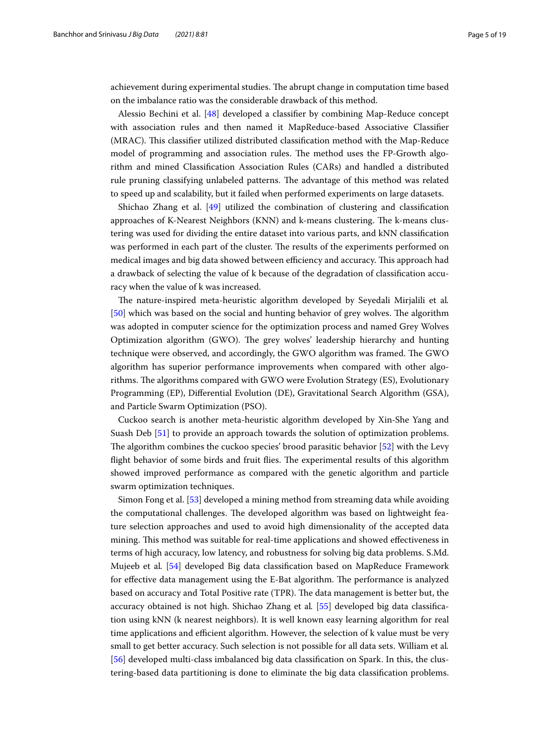achievement during experimental studies. The abrupt change in computation time based on the imbalance ratio was the considerable drawback of this method.

Alessio Bechini et al. [48] developed a classifier by combining Map-Reduce concept with association rules and then named it MapReduce-based Associative Classifier (MRAC). This classifier utilized distributed classification method with the Map-Reduce model of programming and association rules. The method uses the FP-Growth algorithm and mined Classification Association Rules (CARs) and handled a distributed rule pruning classifying unlabeled patterns. The advantage of this method was related to speed up and scalability, but it failed when performed experiments on large datasets.

Shichao Zhang et al. [49] utilized the combination of clustering and classification approaches of K-Nearest Neighbors (KNN) and k-means clustering. The k-means clustering was used for dividing the entire dataset into various parts, and kNN classification was performed in each part of the cluster. The results of the experiments performed on medical images and big data showed between efficiency and accuracy. This approach had a drawback of selecting the value of k because of the degradation of classification accuracy when the value of k was increased.

The nature-inspired meta-heuristic algorithm developed by Seyedali Mirjalili et al. [50] which was based on the social and hunting behavior of grey wolves. The algorithm was adopted in computer science for the optimization process and named Grey Wolves Optimization algorithm (GWO). The grey wolves' leadership hierarchy and hunting technique were observed, and accordingly, the GWO algorithm was framed. The GWO algorithm has superior performance improvements when compared with other algorithms. The algorithms compared with GWO were Evolution Strategy (ES), Evolutionary Programming (EP), Differential Evolution (DE), Gravitational Search Algorithm (GSA), and Particle Swarm Optimization (PSO).

Cuckoo search is another meta-heuristic algorithm developed by Xin-She Yang and Suash Deb [51] to provide an approach towards the solution of optimization problems. The algorithm combines the cuckoo species' brood parasitic behavior [52] with the Levy flight behavior of some birds and fruit flies. The experimental results of this algorithm showed improved performance as compared with the genetic algorithm and particle swarm optimization techniques.

Simon Fong et al. [53] developed a mining method from streaming data while avoiding the computational challenges. The developed algorithm was based on lightweight feature selection approaches and used to avoid high dimensionality of the accepted data mining. This method was suitable for real-time applications and showed effectiveness in terms of high accuracy, low latency, and robustness for solving big data problems. S.Md. Mujeeb et al. [54] developed Big data classification based on MapReduce Framework for effective data management using the E-Bat algorithm. The performance is analyzed based on accuracy and Total Positive rate (TPR). The data management is better but, the accuracy obtained is not high. Shichao Zhang et al. [55] developed big data classification using kNN (k nearest neighbors). It is well known easy learning algorithm for real time applications and efficient algorithm. However, the selection of k value must be very small to get better accuracy. Such selection is not possible for all data sets. William et al. [56] developed multi-class imbalanced big data classification on Spark. In this, the clustering-based data partitioning is done to eliminate the big data classification problems.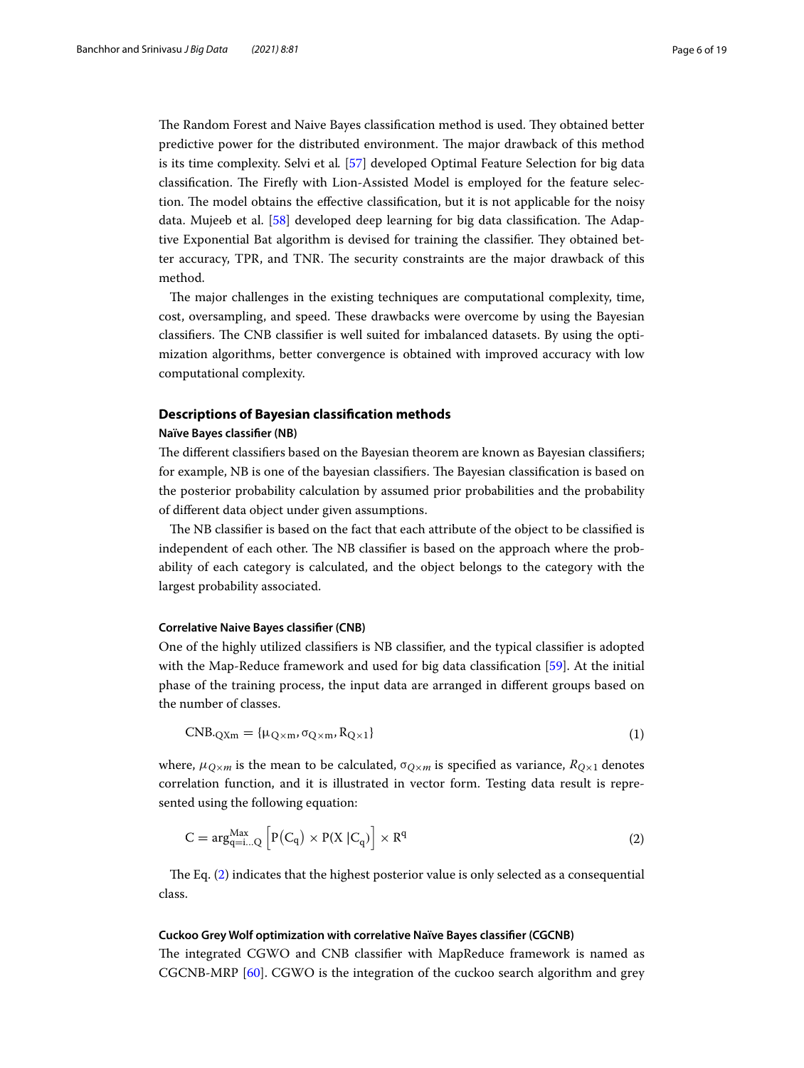The Random Forest and Naive Bayes classification method is used. They obtained better predictive power for the distributed environment. The major drawback of this method is its time complexity. Selvi et al. [57] developed Optimal Feature Selection for big data classification. The Firefly with Lion-Assisted Model is employed for the feature selection. The model obtains the effective classification, but it is not applicable for the noisy data. Mujeeb et al. [58] developed deep learning for big data classification. The Adaptive Exponential Bat algorithm is devised for training the classifier. They obtained better accuracy, TPR, and TNR. The security constraints are the major drawback of this method.

The major challenges in the existing techniques are computational complexity, time, cost, oversampling, and speed. These drawbacks were overcome by using the Bayesian classifiers. The CNB classifier is well suited for imbalanced datasets. By using the optimization algorithms, better convergence is obtained with improved accuracy with low computational complexity.

## Descriptions of Bayesian classification methods

### Naïve Bayes classifier (NB)

The different classifiers based on the Bayesian theorem are known as Bayesian classifiers; for example, NB is one of the bayesian classifiers. The Bayesian classification is based on the posterior probability calculation by assumed prior probabilities and the probability of different data object under given assumptions.

The NB classifier is based on the fact that each attribute of the object to be classified is independent of each other. The NB classifier is based on the approach where the probability of each category is calculated, and the object belongs to the category with the largest probability associated.

### Correlative Naive Bayes classifier (CNB)

One of the highly utilized classifiers is NB classifier, and the typical classifier is adopted with the Map-Reduce framework and used for big data classification [59]. At the initial phase of the training process, the input data are arranged in different groups based on the number of classes.

$$\text{CNB}_{\cdot QXm} = \{\mu_{Q\times m}, \sigma_{Q\times m}, R_{Q\times 1}\} \tag{1}$$

where, $\mu_{Q\times m}$ is the mean to be calculated, $\sigma_{Q\times m}$ is specified as variance, $R_{Q\times 1}$ denotes correlation function, and it is illustrated in vector form. Testing data result is represented using the following equation:

$$C = \arg_{q=i\ldots Q}^{\text{Max}} \left[P(C_q) \times P(X\,|C_q)\right] \times R^q \tag{2}$$

The Eq. (2) indicates that the highest posterior value is only selected as a consequential class.

### Cuckoo Grey Wolf optimization with correlative Naïve Bayes classifier (CGCNB)

The integrated CGWO and CNB classifier with MapReduce framework is named as CGCNB-MRP [60]. CGWO is the integration of the cuckoo search algorithm and grey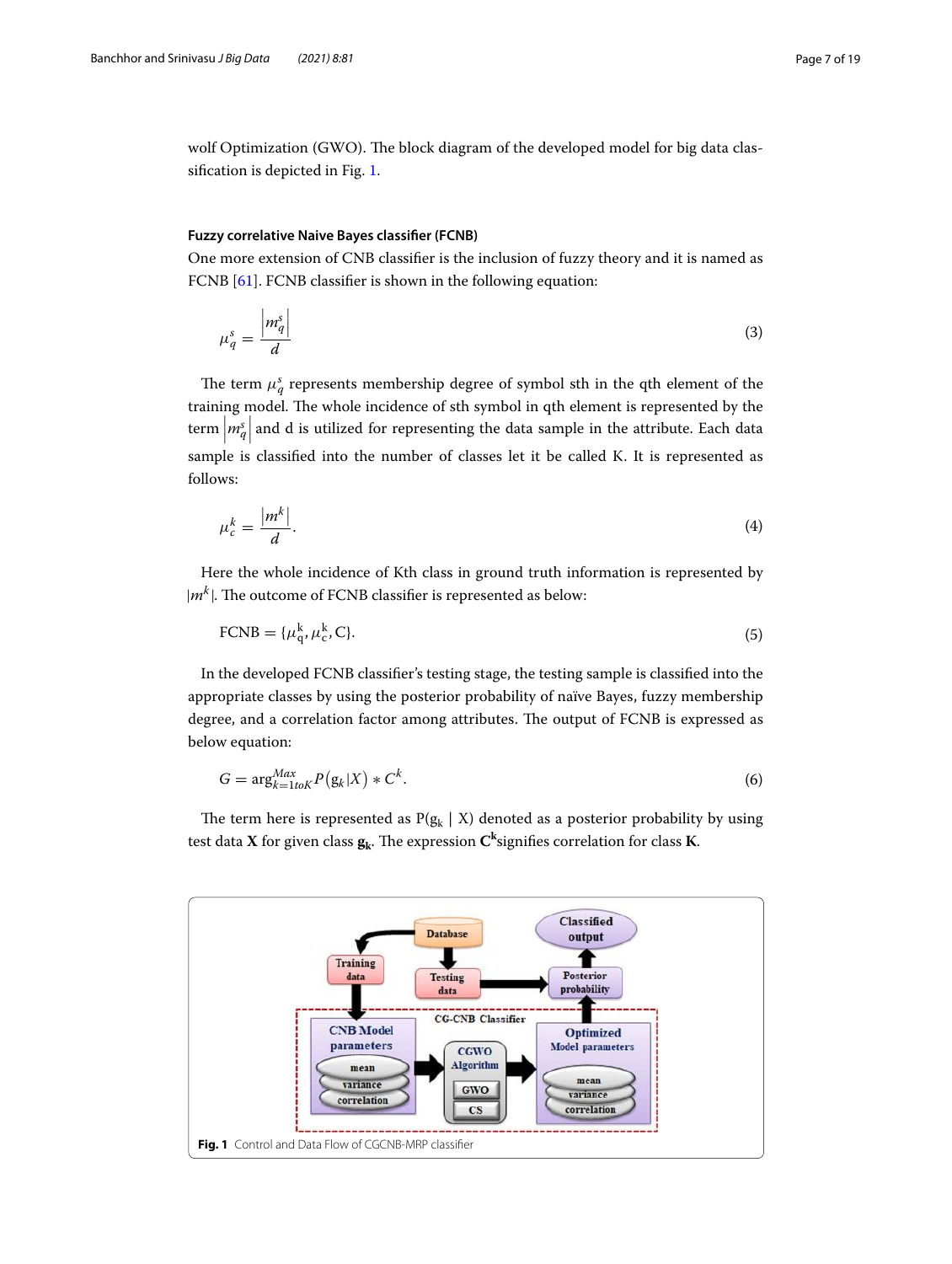wolf Optimization (GWO). The block diagram of the developed model for big data classification is depicted in Fig. 1.

### Fuzzy correlative Naive Bayes classifier (FCNB)

One more extension of CNB classifier is the inclusion of fuzzy theory and it is named as FCNB [61]. FCNB classifier is shown in the following equation:

$$\mu_q^s = \frac{\left|m_q^s\right|}{d} \tag{3}$$

The term $\mu_q^s$ represents membership degree of symbol sth in the qth element of the training model. The whole incidence of sth symbol in qth element is represented by the term $\left|m_q^s\right|$ and d is utilized for representing the data sample in the attribute. Each data sample is classified into the number of classes let it be called K. It is represented as follows:

$$\mu_c^k = \frac{\left|m^k\right|}{d}. \tag{4}$$

Here the whole incidence of Kth class in ground truth information is represented by $|m^k|$. The outcome of FCNB classifier is represented as below:

$$\mathrm{FCNB} = \{\mu_q^k, \mu_c^k, C\}. \tag{5}$$

In the developed FCNB classifier's testing stage, the testing sample is classified into the appropriate classes by using the posterior probability of naïve Bayes, fuzzy membership degree, and a correlation factor among attributes. The output of FCNB is expressed as below equation:

$$G = \arg_{k=1toK}^{Max} P\left(g_k|X\right) * C^k. \tag{6}$$

The term here is represented as $P(g_k \mid X)$ denoted as a posterior probability by using test data **X** for given class $\mathbf{g_k}$. The expression $\mathbf{C^k}$signifies correlation for class **K**.

**Fig. 1** Control and Data Flow of CGCNB-MRP classifier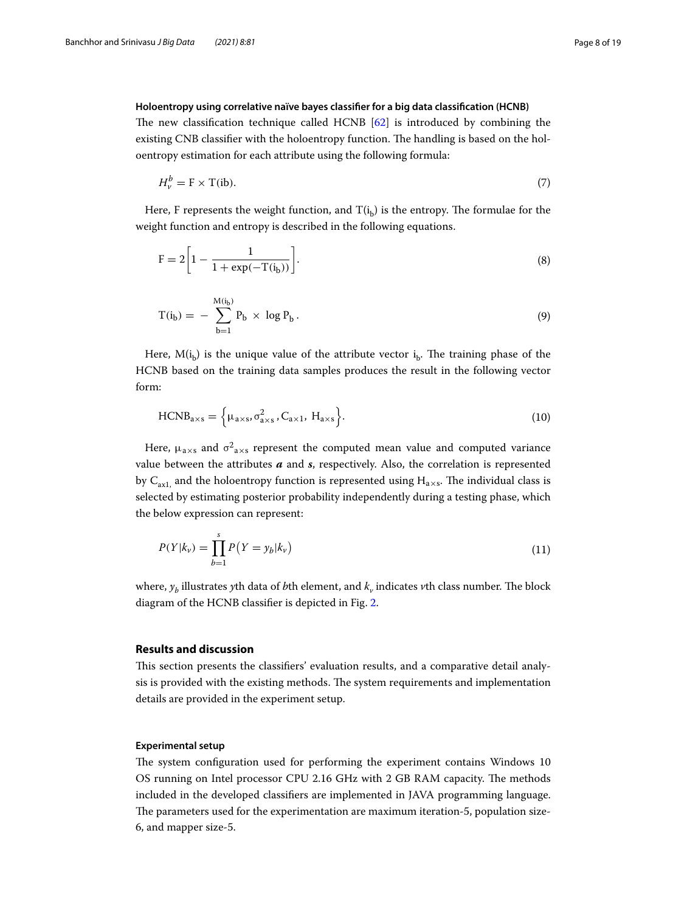#### Holoentropy using correlative naïve bayes classifier for a big data classification (HCNB)

The new classification technique called HCNB [62] is introduced by combining the existing CNB classifier with the holoentropy function. The handling is based on the holoentropy estimation for each attribute using the following formula:

$$H_{v}^{b} = \mathrm{F} \times \mathrm{T(ib)}. \tag{7}$$

Here, F represents the weight function, and $\mathrm{T}(\mathrm{i_b})$ is the entropy. The formulae for the weight function and entropy is described in the following equations.

$$\mathrm{F} = 2\left[1 - \frac{1}{1 + \exp(-\mathrm{T}(\mathrm{i_b}))}\right]. \tag{8}$$

$$\mathrm{T}(\mathrm{i_b}) = -\sum_{\mathrm{b}=1}^{\mathrm{M}(\mathrm{i_b})} \mathrm{P_b} \times \log \mathrm{P_b}\,. \tag{9}$$

Here, $\mathrm{M}(\mathrm{i_b})$ is the unique value of the attribute vector $\mathrm{i_b}$. The training phase of the HCNB based on the training data samples produces the result in the following vector form:

$$\mathrm{HCNB_{a\times s}} = \left\{\mu_{\mathrm{a\times s}}, \sigma^2_{\mathrm{a\times s}}, \mathrm{C_{a\times 1}},\ \mathrm{H_{a\times s}}\right\}. \tag{10}$$

Here, $\mu_{\mathrm{a\times s}}$ and $\sigma^2{}_{\mathrm{a\times s}}$ represent the computed mean value and computed variance value between the attributes ***a*** and ***s***, respectively. Also, the correlation is represented by $\mathrm{C_{ax1,}}$ and the holoentropy function is represented using $\mathrm{H_{a\times s}}$. The individual class is selected by estimating posterior probability independently during a testing phase, which the below expression can represent:

$$P(Y|k_v) = \prod_{b=1}^{s} P\left(Y = y_b|k_v\right) \tag{11}$$

where, $y_b$ illustrates *y*th data of *b*th element, and $k_v$ indicates *v*th class number. The block diagram of the HCNB classifier is depicted in Fig. 2.

## Results and discussion

This section presents the classifiers' evaluation results, and a comparative detail analysis is provided with the existing methods. The system requirements and implementation details are provided in the experiment setup.

#### Experimental setup

The system configuration used for performing the experiment contains Windows 10 OS running on Intel processor CPU 2.16 GHz with 2 GB RAM capacity. The methods included in the developed classifiers are implemented in JAVA programming language. The parameters used for the experimentation are maximum iteration-5, population size-6, and mapper size-5.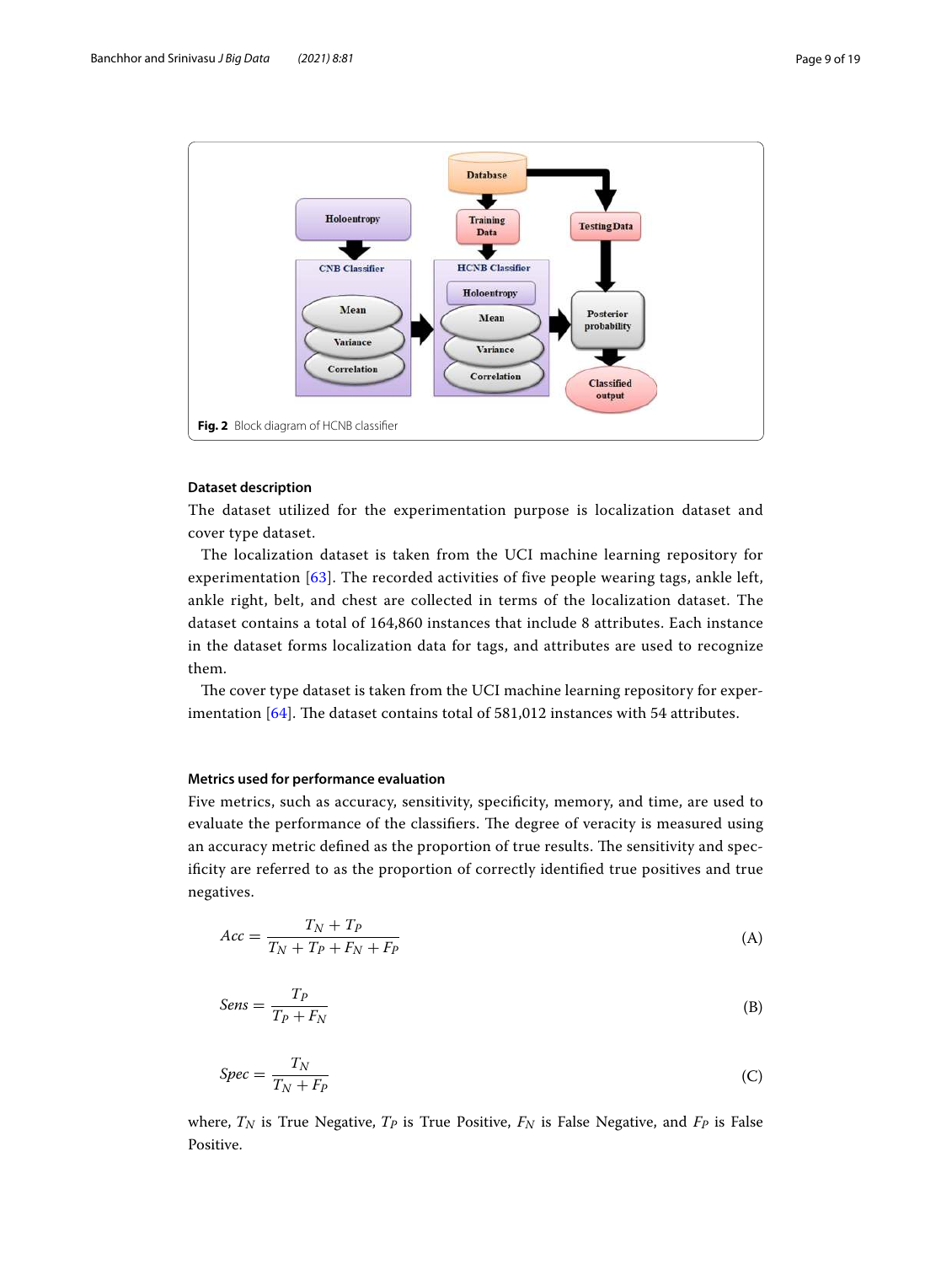Fig. 2 Block diagram of HCNB classifier

### Dataset description

The dataset utilized for the experimentation purpose is localization dataset and cover type dataset.

The localization dataset is taken from the UCI machine learning repository for experimentation [63]. The recorded activities of five people wearing tags, ankle left, ankle right, belt, and chest are collected in terms of the localization dataset. The dataset contains a total of 164,860 instances that include 8 attributes. Each instance in the dataset forms localization data for tags, and attributes are used to recognize them.

The cover type dataset is taken from the UCI machine learning repository for experimentation [64]. The dataset contains total of 581,012 instances with 54 attributes.

### Metrics used for performance evaluation

Five metrics, such as accuracy, sensitivity, specificity, memory, and time, are used to evaluate the performance of the classifiers. The degree of veracity is measured using an accuracy metric defined as the proportion of true results. The sensitivity and specificity are referred to as the proportion of correctly identified true positives and true negatives.

$$Acc = \frac{T_N + T_P}{T_N + T_P + F_N + F_P} \tag{A}$$

$$Sens = \frac{T_P}{T_P + F_N} \tag{B}$$

$$Spec = \frac{T_N}{T_N + F_P} \tag{C}$$

where, $T_N$ is True Negative, $T_P$ is True Positive, $F_N$ is False Negative, and $F_P$ is False Positive.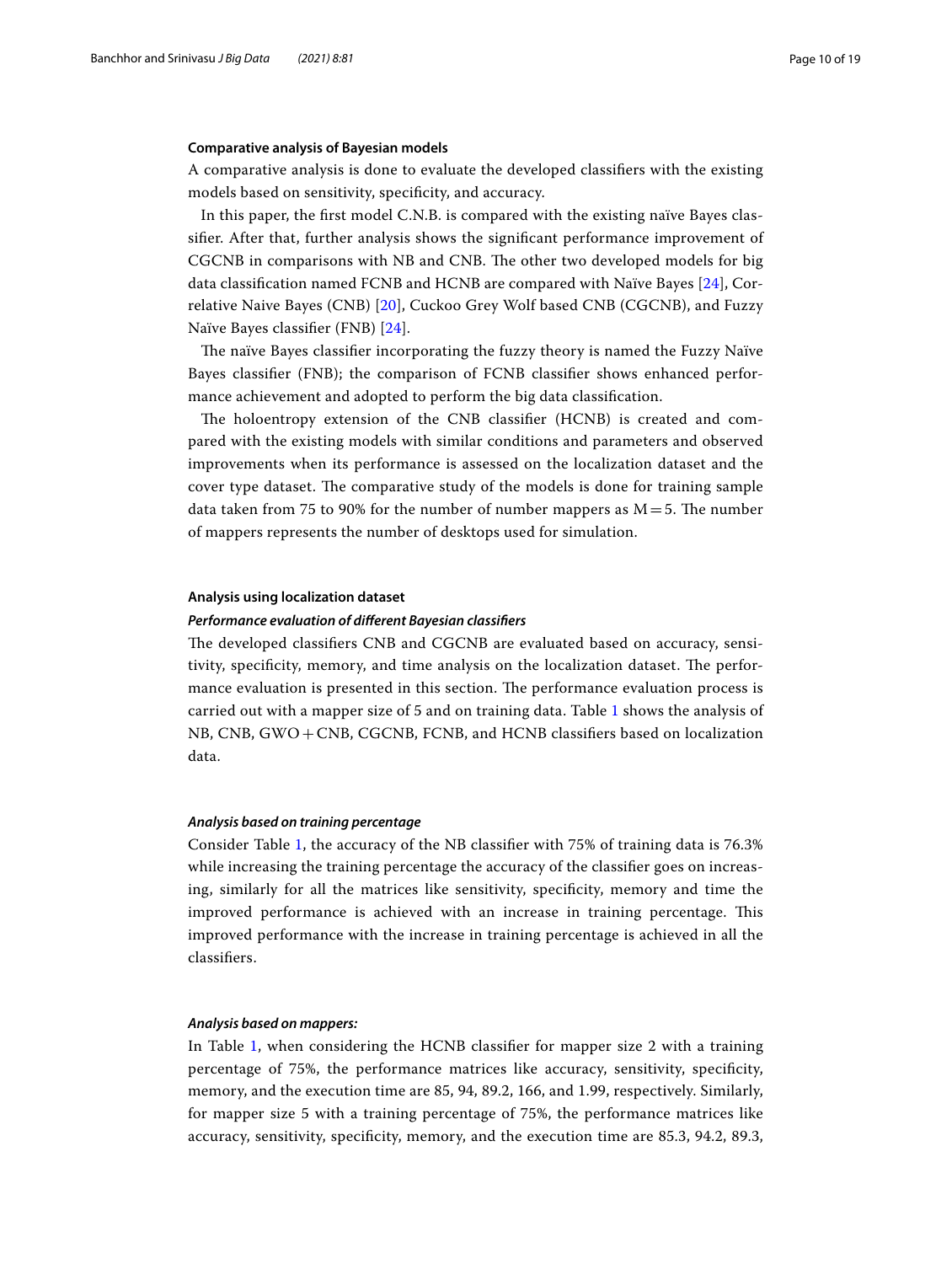### Comparative analysis of Bayesian models

A comparative analysis is done to evaluate the developed classifiers with the existing models based on sensitivity, specificity, and accuracy.

In this paper, the first model C.N.B. is compared with the existing naïve Bayes classifier. After that, further analysis shows the significant performance improvement of CGCNB in comparisons with NB and CNB. The other two developed models for big data classification named FCNB and HCNB are compared with Naïve Bayes [24], Correlative Naive Bayes (CNB) [20], Cuckoo Grey Wolf based CNB (CGCNB), and Fuzzy Naïve Bayes classifier (FNB) [24].

The naïve Bayes classifier incorporating the fuzzy theory is named the Fuzzy Naïve Bayes classifier (FNB); the comparison of FCNB classifier shows enhanced performance achievement and adopted to perform the big data classification.

The holoentropy extension of the CNB classifier (HCNB) is created and compared with the existing models with similar conditions and parameters and observed improvements when its performance is assessed on the localization dataset and the cover type dataset. The comparative study of the models is done for training sample data taken from 75 to 90% for the number of number mappers as M = 5. The number of mappers represents the number of desktops used for simulation.

### Analysis using localization dataset

#### *Performance evaluation of different Bayesian classifiers*

The developed classifiers CNB and CGCNB are evaluated based on accuracy, sensitivity, specificity, memory, and time analysis on the localization dataset. The performance evaluation is presented in this section. The performance evaluation process is carried out with a mapper size of 5 and on training data. Table 1 shows the analysis of NB, CNB, GWO + CNB, CGCNB, FCNB, and HCNB classifiers based on localization data.

#### *Analysis based on training percentage*

Consider Table 1, the accuracy of the NB classifier with 75% of training data is 76.3% while increasing the training percentage the accuracy of the classifier goes on increasing, similarly for all the matrices like sensitivity, specificity, memory and time the improved performance is achieved with an increase in training percentage. This improved performance with the increase in training percentage is achieved in all the classifiers.

#### *Analysis based on mappers:*

In Table 1, when considering the HCNB classifier for mapper size 2 with a training percentage of 75%, the performance matrices like accuracy, sensitivity, specificity, memory, and the execution time are 85, 94, 89.2, 166, and 1.99, respectively. Similarly, for mapper size 5 with a training percentage of 75%, the performance matrices like accuracy, sensitivity, specificity, memory, and the execution time are 85.3, 94.2, 89.3,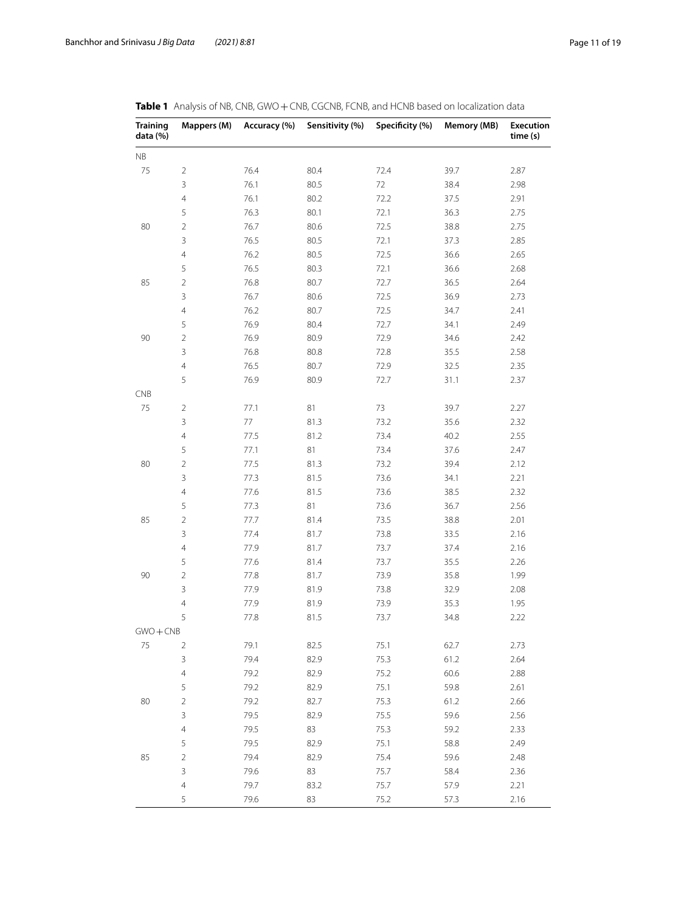**Table 1** Analysis of NB, CNB, GWO + CNB, CGCNB, FCNB, and HCNB based on localization data

| Training data (%) | Mappers (M) | Accuracy (%) | Sensitivity (%) | Specificity (%) | Memory (MB) | Execution time (s) |
|---|---|---|---|---|---|---|
| NB | | | | | | |
| 75 | 2 | 76.4 | 80.4 | 72.4 | 39.7 | 2.87 |
| | 3 | 76.1 | 80.5 | 72 | 38.4 | 2.98 |
| | 4 | 76.1 | 80.2 | 72.2 | 37.5 | 2.91 |
| | 5 | 76.3 | 80.1 | 72.1 | 36.3 | 2.75 |
| 80 | 2 | 76.7 | 80.6 | 72.5 | 38.8 | 2.75 |
| | 3 | 76.5 | 80.5 | 72.1 | 37.3 | 2.85 |
| | 4 | 76.2 | 80.5 | 72.5 | 36.6 | 2.65 |
| | 5 | 76.5 | 80.3 | 72.1 | 36.6 | 2.68 |
| 85 | 2 | 76.8 | 80.7 | 72.7 | 36.5 | 2.64 |
| | 3 | 76.7 | 80.6 | 72.5 | 36.9 | 2.73 |
| | 4 | 76.2 | 80.7 | 72.5 | 34.7 | 2.41 |
| | 5 | 76.9 | 80.4 | 72.7 | 34.1 | 2.49 |
| 90 | 2 | 76.9 | 80.9 | 72.9 | 34.6 | 2.42 |
| | 3 | 76.8 | 80.8 | 72.8 | 35.5 | 2.58 |
| | 4 | 76.5 | 80.7 | 72.9 | 32.5 | 2.35 |
| | 5 | 76.9 | 80.9 | 72.7 | 31.1 | 2.37 |
| CNB | | | | | | |
| 75 | 2 | 77.1 | 81 | 73 | 39.7 | 2.27 |
| | 3 | 77 | 81.3 | 73.2 | 35.6 | 2.32 |
| | 4 | 77.5 | 81.2 | 73.4 | 40.2 | 2.55 |
| | 5 | 77.1 | 81 | 73.4 | 37.6 | 2.47 |
| 80 | 2 | 77.5 | 81.3 | 73.2 | 39.4 | 2.12 |
| | 3 | 77.3 | 81.5 | 73.6 | 34.1 | 2.21 |
| | 4 | 77.6 | 81.5 | 73.6 | 38.5 | 2.32 |
| | 5 | 77.3 | 81 | 73.6 | 36.7 | 2.56 |
| 85 | 2 | 77.7 | 81.4 | 73.5 | 38.8 | 2.01 |
| | 3 | 77.4 | 81.7 | 73.8 | 33.5 | 2.16 |
| | 4 | 77.9 | 81.7 | 73.7 | 37.4 | 2.16 |
| | 5 | 77.6 | 81.4 | 73.7 | 35.5 | 2.26 |
| 90 | 2 | 77.8 | 81.7 | 73.9 | 35.8 | 1.99 |
| | 3 | 77.9 | 81.9 | 73.8 | 32.9 | 2.08 |
| | 4 | 77.9 | 81.9 | 73.9 | 35.3 | 1.95 |
| | 5 | 77.8 | 81.5 | 73.7 | 34.8 | 2.22 |
| GWO + CNB | | | | | | |
| 75 | 2 | 79.1 | 82.5 | 75.1 | 62.7 | 2.73 |
| | 3 | 79.4 | 82.9 | 75.3 | 61.2 | 2.64 |
| | 4 | 79.2 | 82.9 | 75.2 | 60.6 | 2.88 |
| | 5 | 79.2 | 82.9 | 75.1 | 59.8 | 2.61 |
| 80 | 2 | 79.2 | 82.7 | 75.3 | 61.2 | 2.66 |
| | 3 | 79.5 | 82.9 | 75.5 | 59.6 | 2.56 |
| | 4 | 79.5 | 83 | 75.3 | 59.2 | 2.33 |
| | 5 | 79.5 | 82.9 | 75.1 | 58.8 | 2.49 |
| 85 | 2 | 79.4 | 82.9 | 75.4 | 59.6 | 2.48 |
| | 3 | 79.6 | 83 | 75.7 | 58.4 | 2.36 |
| | 4 | 79.7 | 83.2 | 75.7 | 57.9 | 2.21 |
| | 5 | 79.6 | 83 | 75.2 | 57.3 | 2.16 |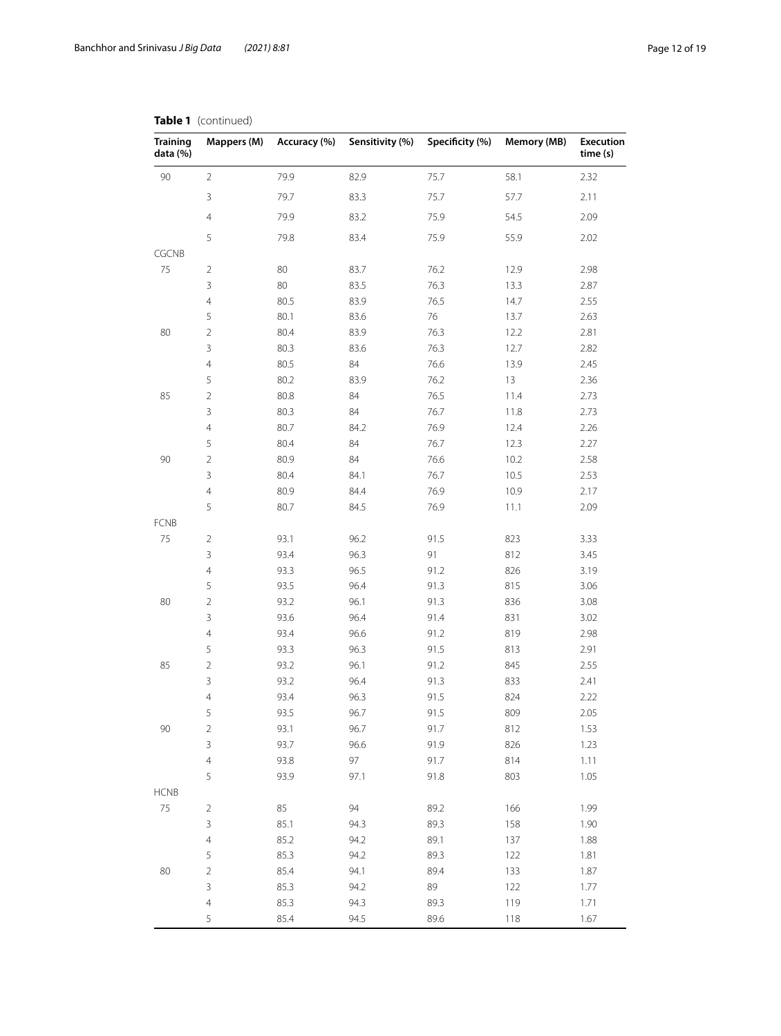**Table 1** (continued)

| Training data (%) | Mappers (M) | Accuracy (%) | Sensitivity (%) | Specificity (%) | Memory (MB) | Execution time (s) |
|---|---|---|---|---|---|---|
| 90 | 2 | 79.9 | 82.9 | 75.7 | 58.1 | 2.32 |
| | 3 | 79.7 | 83.3 | 75.7 | 57.7 | 2.11 |
| | 4 | 79.9 | 83.2 | 75.9 | 54.5 | 2.09 |
| | 5 | 79.8 | 83.4 | 75.9 | 55.9 | 2.02 |
| CGCNB | | | | | | |
| 75 | 2 | 80 | 83.7 | 76.2 | 12.9 | 2.98 |
| | 3 | 80 | 83.5 | 76.3 | 13.3 | 2.87 |
| | 4 | 80.5 | 83.9 | 76.5 | 14.7 | 2.55 |
| | 5 | 80.1 | 83.6 | 76 | 13.7 | 2.63 |
| 80 | 2 | 80.4 | 83.9 | 76.3 | 12.2 | 2.81 |
| | 3 | 80.3 | 83.6 | 76.3 | 12.7 | 2.82 |
| | 4 | 80.5 | 84 | 76.6 | 13.9 | 2.45 |
| | 5 | 80.2 | 83.9 | 76.2 | 13 | 2.36 |
| 85 | 2 | 80.8 | 84 | 76.5 | 11.4 | 2.73 |
| | 3 | 80.3 | 84 | 76.7 | 11.8 | 2.73 |
| | 4 | 80.7 | 84.2 | 76.9 | 12.4 | 2.26 |
| | 5 | 80.4 | 84 | 76.7 | 12.3 | 2.27 |
| 90 | 2 | 80.9 | 84 | 76.6 | 10.2 | 2.58 |
| | 3 | 80.4 | 84.1 | 76.7 | 10.5 | 2.53 |
| | 4 | 80.9 | 84.4 | 76.9 | 10.9 | 2.17 |
| | 5 | 80.7 | 84.5 | 76.9 | 11.1 | 2.09 |
| FCNB | | | | | | |
| 75 | 2 | 93.1 | 96.2 | 91.5 | 823 | 3.33 |
| | 3 | 93.4 | 96.3 | 91 | 812 | 3.45 |
| | 4 | 93.3 | 96.5 | 91.2 | 826 | 3.19 |
| | 5 | 93.5 | 96.4 | 91.3 | 815 | 3.06 |
| 80 | 2 | 93.2 | 96.1 | 91.3 | 836 | 3.08 |
| | 3 | 93.6 | 96.4 | 91.4 | 831 | 3.02 |
| | 4 | 93.4 | 96.6 | 91.2 | 819 | 2.98 |
| | 5 | 93.3 | 96.3 | 91.5 | 813 | 2.91 |
| 85 | 2 | 93.2 | 96.1 | 91.2 | 845 | 2.55 |
| | 3 | 93.2 | 96.4 | 91.3 | 833 | 2.41 |
| | 4 | 93.4 | 96.3 | 91.5 | 824 | 2.22 |
| | 5 | 93.5 | 96.7 | 91.5 | 809 | 2.05 |
| 90 | 2 | 93.1 | 96.7 | 91.7 | 812 | 1.53 |
| | 3 | 93.7 | 96.6 | 91.9 | 826 | 1.23 |
| | 4 | 93.8 | 97 | 91.7 | 814 | 1.11 |
| | 5 | 93.9 | 97.1 | 91.8 | 803 | 1.05 |
| HCNB | | | | | | |
| 75 | 2 | 85 | 94 | 89.2 | 166 | 1.99 |
| | 3 | 85.1 | 94.3 | 89.3 | 158 | 1.90 |
| | 4 | 85.2 | 94.2 | 89.1 | 137 | 1.88 |
| | 5 | 85.3 | 94.2 | 89.3 | 122 | 1.81 |
| 80 | 2 | 85.4 | 94.1 | 89.4 | 133 | 1.87 |
| | 3 | 85.3 | 94.2 | 89 | 122 | 1.77 |
| | 4 | 85.3 | 94.3 | 89.3 | 119 | 1.71 |
| | 5 | 85.4 | 94.5 | 89.6 | 118 | 1.67 |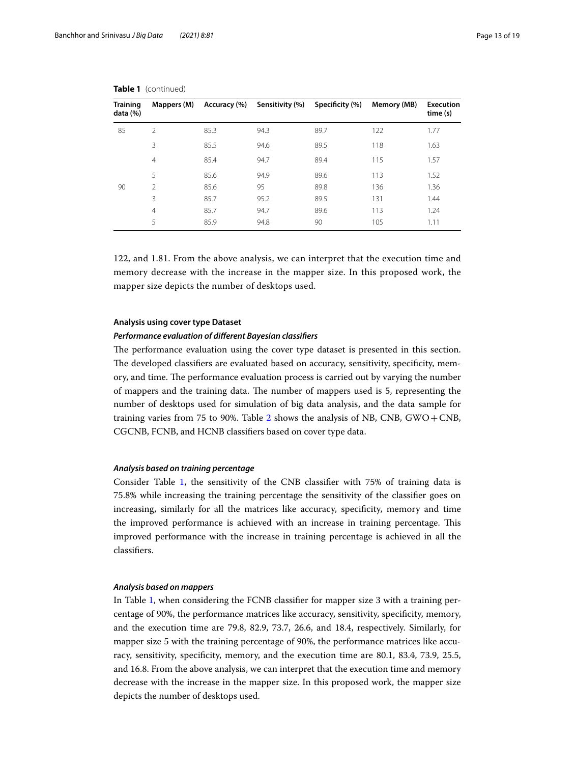**Table 1** (continued)

| Training data (%) | Mappers (M) | Accuracy (%) | Sensitivity (%) | Specificity (%) | Memory (MB) | Execution time (s) |
|---|---|---|---|---|---|---|
| 85 | 2 | 85.3 | 94.3 | 89.7 | 122 | 1.77 |
| | 3 | 85.5 | 94.6 | 89.5 | 118 | 1.63 |
| | 4 | 85.4 | 94.7 | 89.4 | 115 | 1.57 |
| | 5 | 85.6 | 94.9 | 89.6 | 113 | 1.52 |
| 90 | 2 | 85.6 | 95 | 89.8 | 136 | 1.36 |
| | 3 | 85.7 | 95.2 | 89.5 | 131 | 1.44 |
| | 4 | 85.7 | 94.7 | 89.6 | 113 | 1.24 |
| | 5 | 85.9 | 94.8 | 90 | 105 | 1.11 |

122, and 1.81. From the above analysis, we can interpret that the execution time and memory decrease with the increase in the mapper size. In this proposed work, the mapper size depicts the number of desktops used.

### Analysis using cover type Dataset

#### *Performance evaluation of different Bayesian classifiers*

The performance evaluation using the cover type dataset is presented in this section. The developed classifiers are evaluated based on accuracy, sensitivity, specificity, memory, and time. The performance evaluation process is carried out by varying the number of mappers and the training data. The number of mappers used is 5, representing the number of desktops used for simulation of big data analysis, and the data sample for training varies from 75 to 90%. Table 2 shows the analysis of NB, CNB, GWO + CNB, CGCNB, FCNB, and HCNB classifiers based on cover type data.

#### *Analysis based on training percentage*

Consider Table 1, the sensitivity of the CNB classifier with 75% of training data is 75.8% while increasing the training percentage the sensitivity of the classifier goes on increasing, similarly for all the matrices like accuracy, specificity, memory and time the improved performance is achieved with an increase in training percentage. This improved performance with the increase in training percentage is achieved in all the classifiers.

#### *Analysis based on mappers*

In Table 1, when considering the FCNB classifier for mapper size 3 with a training percentage of 90%, the performance matrices like accuracy, sensitivity, specificity, memory, and the execution time are 79.8, 82.9, 73.7, 26.6, and 18.4, respectively. Similarly, for mapper size 5 with the training percentage of 90%, the performance matrices like accuracy, sensitivity, specificity, memory, and the execution time are 80.1, 83.4, 73.9, 25.5, and 16.8. From the above analysis, we can interpret that the execution time and memory decrease with the increase in the mapper size. In this proposed work, the mapper size depicts the number of desktops used.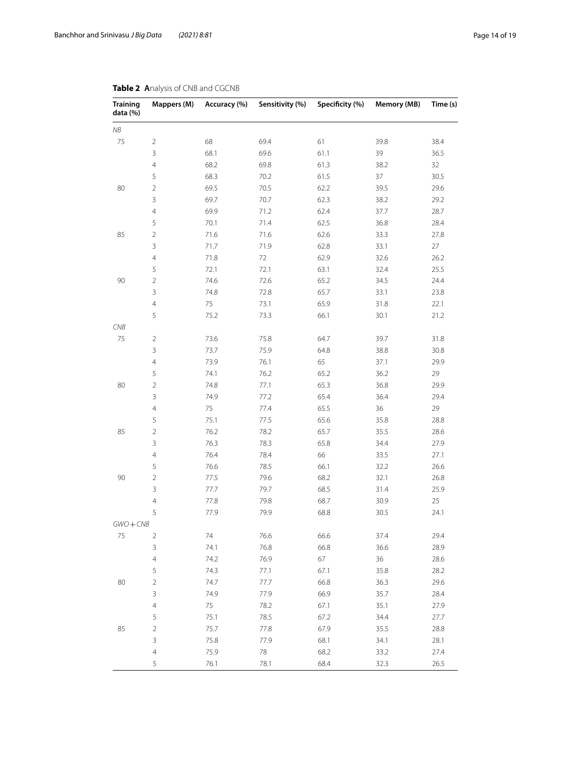**Table 2** Analysis of CNB and CGCNB

| Training data (%) | Mappers (M) | Accuracy (%) | Sensitivity (%) | Specificity (%) | Memory (MB) | Time (s) |
|---|---|---|---|---|---|---|
| *NB* | | | | | | |
| 75 | 2 | 68 | 69.4 | 61 | 39.8 | 38.4 |
| | 3 | 68.1 | 69.6 | 61.1 | 39 | 36.5 |
| | 4 | 68.2 | 69.8 | 61.3 | 38.2 | 32 |
| | 5 | 68.3 | 70.2 | 61.5 | 37 | 30.5 |
| 80 | 2 | 69.5 | 70.5 | 62.2 | 39.5 | 29.6 |
| | 3 | 69.7 | 70.7 | 62.3 | 38.2 | 29.2 |
| | 4 | 69.9 | 71.2 | 62.4 | 37.7 | 28.7 |
| | 5 | 70.1 | 71.4 | 62.5 | 36.8 | 28.4 |
| 85 | 2 | 71.6 | 71.6 | 62.6 | 33.3 | 27.8 |
| | 3 | 71.7 | 71.9 | 62.8 | 33.1 | 27 |
| | 4 | 71.8 | 72 | 62.9 | 32.6 | 26.2 |
| | 5 | 72.1 | 72.1 | 63.1 | 32.4 | 25.5 |
| 90 | 2 | 74.6 | 72.6 | 65.2 | 34.5 | 24.4 |
| | 3 | 74.8 | 72.8 | 65.7 | 33.1 | 23.8 |
| | 4 | 75 | 73.1 | 65.9 | 31.8 | 22.1 |
| | 5 | 75.2 | 73.3 | 66.1 | 30.1 | 21.2 |
| *CNB* | | | | | | |
| 75 | 2 | 73.6 | 75.8 | 64.7 | 39.7 | 31.8 |
| | 3 | 73.7 | 75.9 | 64.8 | 38.8 | 30.8 |
| | 4 | 73.9 | 76.1 | 65 | 37.1 | 29.9 |
| | 5 | 74.1 | 76.2 | 65.2 | 36.2 | 29 |
| 80 | 2 | 74.8 | 77.1 | 65.3 | 36.8 | 29.9 |
| | 3 | 74.9 | 77.2 | 65.4 | 36.4 | 29.4 |
| | 4 | 75 | 77.4 | 65.5 | 36 | 29 |
| | 5 | 75.1 | 77.5 | 65.6 | 35.8 | 28.8 |
| 85 | 2 | 76.2 | 78.2 | 65.7 | 35.5 | 28.6 |
| | 3 | 76.3 | 78.3 | 65.8 | 34.4 | 27.9 |
| | 4 | 76.4 | 78.4 | 66 | 33.5 | 27.1 |
| | 5 | 76.6 | 78.5 | 66.1 | 32.2 | 26.6 |
| 90 | 2 | 77.5 | 79.6 | 68.2 | 32.1 | 26.8 |
| | 3 | 77.7 | 79.7 | 68.5 | 31.4 | 25.9 |
| | 4 | 77.8 | 79.8 | 68.7 | 30.9 | 25 |
| | 5 | 77.9 | 79.9 | 68.8 | 30.5 | 24.1 |
| *GWO+CNB* | | | | | | |
| 75 | 2 | 74 | 76.6 | 66.6 | 37.4 | 29.4 |
| | 3 | 74.1 | 76.8 | 66.8 | 36.6 | 28.9 |
| | 4 | 74.2 | 76.9 | 67 | 36 | 28.6 |
| | 5 | 74.3 | 77.1 | 67.1 | 35.8 | 28.2 |
| 80 | 2 | 74.7 | 77.7 | 66.8 | 36.3 | 29.6 |
| | 3 | 74.9 | 77.9 | 66.9 | 35.7 | 28.4 |
| | 4 | 75 | 78.2 | 67.1 | 35.1 | 27.9 |
| | 5 | 75.1 | 78.5 | 67.2 | 34.4 | 27.7 |
| 85 | 2 | 75.7 | 77.8 | 67.9 | 35.5 | 28.8 |
| | 3 | 75.8 | 77.9 | 68.1 | 34.1 | 28.1 |
| | 4 | 75.9 | 78 | 68.2 | 33.2 | 27.4 |
| | 5 | 76.1 | 78.1 | 68.4 | 32.3 | 26.5 |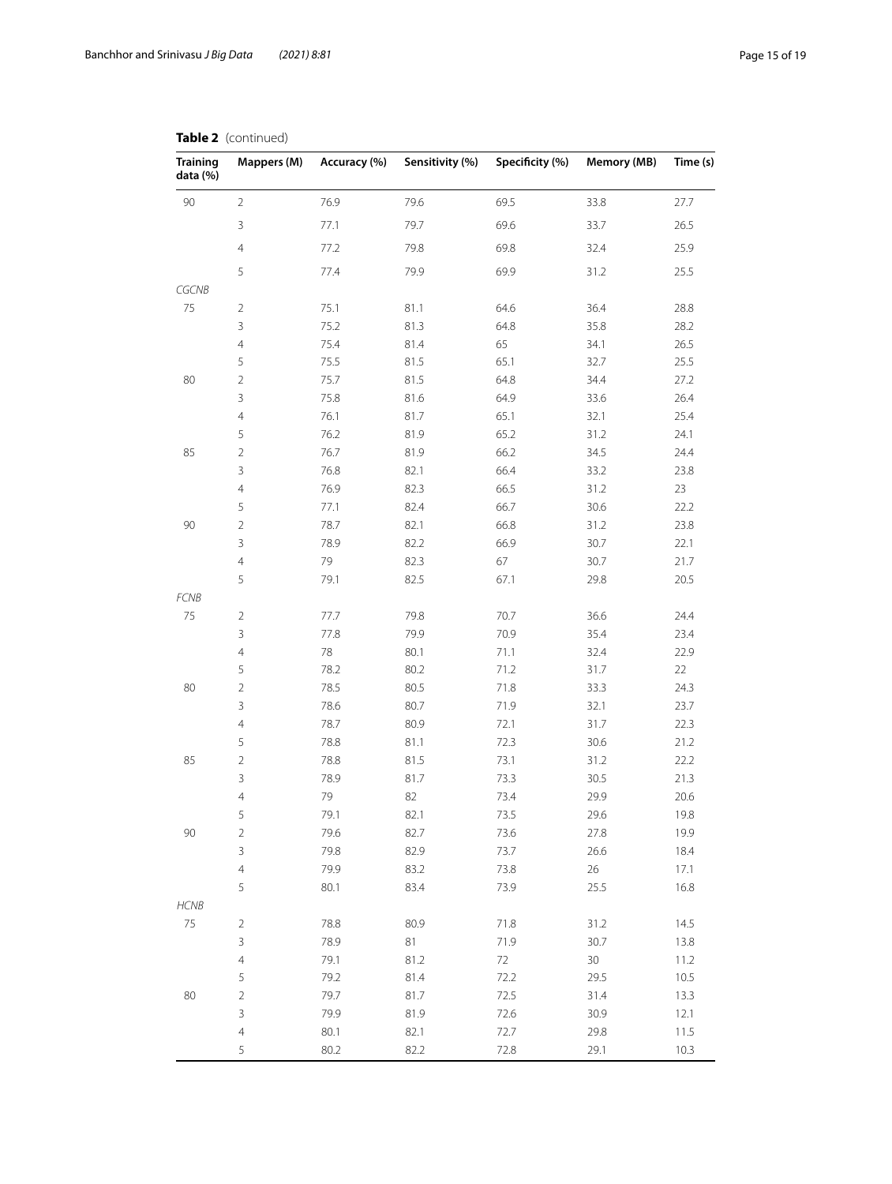**Table 2** (continued)

| Training data (%) | Mappers (M) | Accuracy (%) | Sensitivity (%) | Specificity (%) | Memory (MB) | Time (s) |
|---|---|---|---|---|---|---|
| 90 | 2 | 76.9 | 79.6 | 69.5 | 33.8 | 27.7 |
| | 3 | 77.1 | 79.7 | 69.6 | 33.7 | 26.5 |
| | 4 | 77.2 | 79.8 | 69.8 | 32.4 | 25.9 |
| | 5 | 77.4 | 79.9 | 69.9 | 31.2 | 25.5 |
| *CGCNB* | | | | | | |
| 75 | 2 | 75.1 | 81.1 | 64.6 | 36.4 | 28.8 |
| | 3 | 75.2 | 81.3 | 64.8 | 35.8 | 28.2 |
| | 4 | 75.4 | 81.4 | 65 | 34.1 | 26.5 |
| | 5 | 75.5 | 81.5 | 65.1 | 32.7 | 25.5 |
| 80 | 2 | 75.7 | 81.5 | 64.8 | 34.4 | 27.2 |
| | 3 | 75.8 | 81.6 | 64.9 | 33.6 | 26.4 |
| | 4 | 76.1 | 81.7 | 65.1 | 32.1 | 25.4 |
| | 5 | 76.2 | 81.9 | 65.2 | 31.2 | 24.1 |
| 85 | 2 | 76.7 | 81.9 | 66.2 | 34.5 | 24.4 |
| | 3 | 76.8 | 82.1 | 66.4 | 33.2 | 23.8 |
| | 4 | 76.9 | 82.3 | 66.5 | 31.2 | 23 |
| | 5 | 77.1 | 82.4 | 66.7 | 30.6 | 22.2 |
| 90 | 2 | 78.7 | 82.1 | 66.8 | 31.2 | 23.8 |
| | 3 | 78.9 | 82.2 | 66.9 | 30.7 | 22.1 |
| | 4 | 79 | 82.3 | 67 | 30.7 | 21.7 |
| | 5 | 79.1 | 82.5 | 67.1 | 29.8 | 20.5 |
| *FCNB* | | | | | | |
| 75 | 2 | 77.7 | 79.8 | 70.7 | 36.6 | 24.4 |
| | 3 | 77.8 | 79.9 | 70.9 | 35.4 | 23.4 |
| | 4 | 78 | 80.1 | 71.1 | 32.4 | 22.9 |
| | 5 | 78.2 | 80.2 | 71.2 | 31.7 | 22 |
| 80 | 2 | 78.5 | 80.5 | 71.8 | 33.3 | 24.3 |
| | 3 | 78.6 | 80.7 | 71.9 | 32.1 | 23.7 |
| | 4 | 78.7 | 80.9 | 72.1 | 31.7 | 22.3 |
| | 5 | 78.8 | 81.1 | 72.3 | 30.6 | 21.2 |
| 85 | 2 | 78.8 | 81.5 | 73.1 | 31.2 | 22.2 |
| | 3 | 78.9 | 81.7 | 73.3 | 30.5 | 21.3 |
| | 4 | 79 | 82 | 73.4 | 29.9 | 20.6 |
| | 5 | 79.1 | 82.1 | 73.5 | 29.6 | 19.8 |
| 90 | 2 | 79.6 | 82.7 | 73.6 | 27.8 | 19.9 |
| | 3 | 79.8 | 82.9 | 73.7 | 26.6 | 18.4 |
| | 4 | 79.9 | 83.2 | 73.8 | 26 | 17.1 |
| | 5 | 80.1 | 83.4 | 73.9 | 25.5 | 16.8 |
| *HCNB* | | | | | | |
| 75 | 2 | 78.8 | 80.9 | 71.8 | 31.2 | 14.5 |
| | 3 | 78.9 | 81 | 71.9 | 30.7 | 13.8 |
| | 4 | 79.1 | 81.2 | 72 | 30 | 11.2 |
| | 5 | 79.2 | 81.4 | 72.2 | 29.5 | 10.5 |
| 80 | 2 | 79.7 | 81.7 | 72.5 | 31.4 | 13.3 |
| | 3 | 79.9 | 81.9 | 72.6 | 30.9 | 12.1 |
| | 4 | 80.1 | 82.1 | 72.7 | 29.8 | 11.5 |
| | 5 | 80.2 | 82.2 | 72.8 | 29.1 | 10.3 |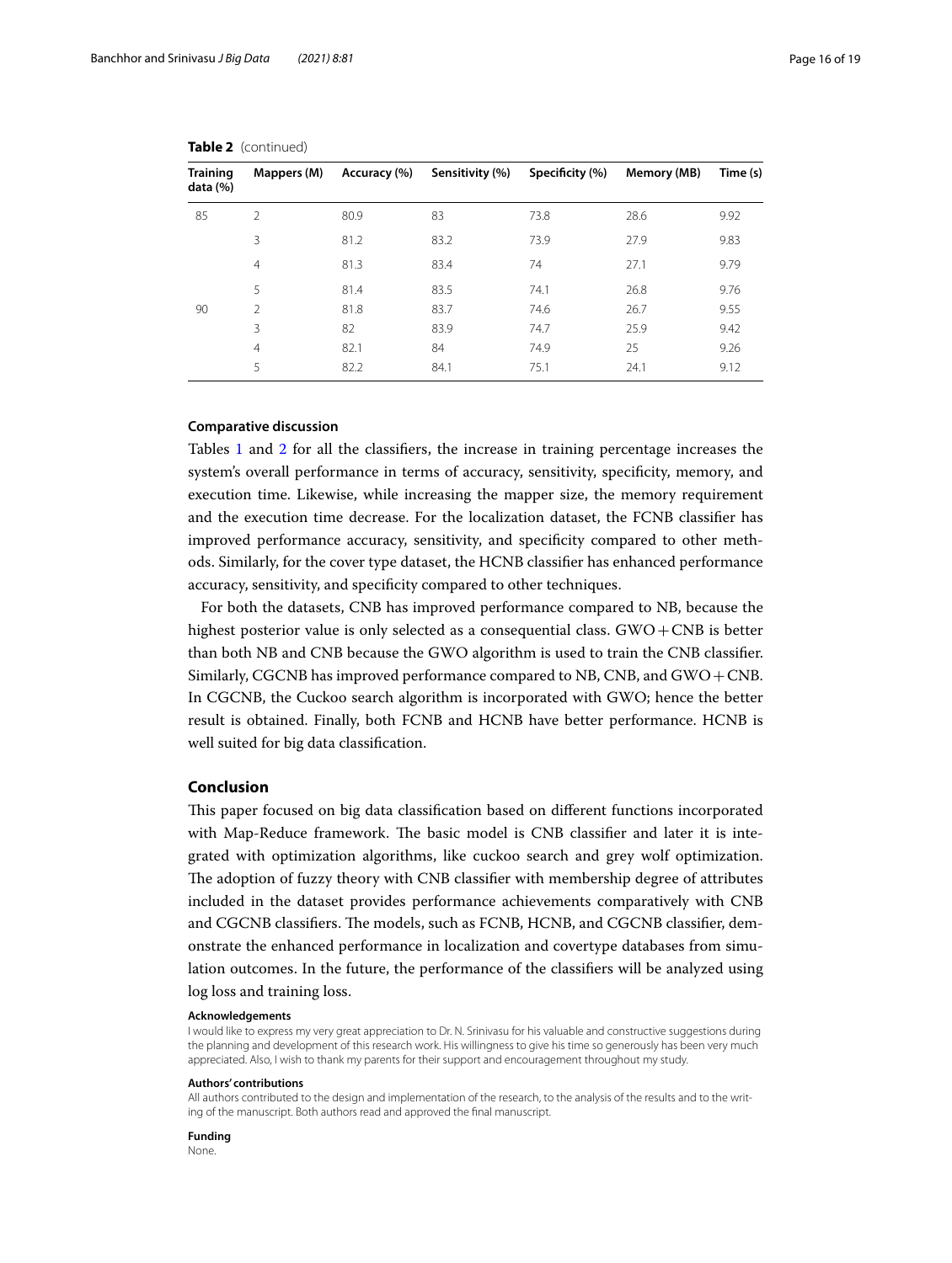**Table 2** (continued)

| Training data (%) | Mappers (M) | Accuracy (%) | Sensitivity (%) | Specificity (%) | Memory (MB) | Time (s) |
|---|---|---|---|---|---|---|
| 85 | 2 | 80.9 | 83 | 73.8 | 28.6 | 9.92 |
| | 3 | 81.2 | 83.2 | 73.9 | 27.9 | 9.83 |
| | 4 | 81.3 | 83.4 | 74 | 27.1 | 9.79 |
| | 5 | 81.4 | 83.5 | 74.1 | 26.8 | 9.76 |
| 90 | 2 | 81.8 | 83.7 | 74.6 | 26.7 | 9.55 |
| | 3 | 82 | 83.9 | 74.7 | 25.9 | 9.42 |
| | 4 | 82.1 | 84 | 74.9 | 25 | 9.26 |
| | 5 | 82.2 | 84.1 | 75.1 | 24.1 | 9.12 |

### Comparative discussion

Tables 1 and 2 for all the classifiers, the increase in training percentage increases the system's overall performance in terms of accuracy, sensitivity, specificity, memory, and execution time. Likewise, while increasing the mapper size, the memory requirement and the execution time decrease. For the localization dataset, the FCNB classifier has improved performance accuracy, sensitivity, and specificity compared to other methods. Similarly, for the cover type dataset, the HCNB classifier has enhanced performance accuracy, sensitivity, and specificity compared to other techniques.

For both the datasets, CNB has improved performance compared to NB, because the highest posterior value is only selected as a consequential class. GWO + CNB is better than both NB and CNB because the GWO algorithm is used to train the CNB classifier. Similarly, CGCNB has improved performance compared to NB, CNB, and GWO + CNB. In CGCNB, the Cuckoo search algorithm is incorporated with GWO; hence the better result is obtained. Finally, both FCNB and HCNB have better performance. HCNB is well suited for big data classification.

## Conclusion

This paper focused on big data classification based on different functions incorporated with Map-Reduce framework. The basic model is CNB classifier and later it is integrated with optimization algorithms, like cuckoo search and grey wolf optimization. The adoption of fuzzy theory with CNB classifier with membership degree of attributes included in the dataset provides performance achievements comparatively with CNB and CGCNB classifiers. The models, such as FCNB, HCNB, and CGCNB classifier, demonstrate the enhanced performance in localization and covertype databases from simulation outcomes. In the future, the performance of the classifiers will be analyzed using log loss and training loss.

#### Acknowledgements

I would like to express my very great appreciation to Dr. N. Srinivasu for his valuable and constructive suggestions during the planning and development of this research work. His willingness to give his time so generously has been very much appreciated. Also, I wish to thank my parents for their support and encouragement throughout my study.

#### Authors' contributions

All authors contributed to the design and implementation of the research, to the analysis of the results and to the writing of the manuscript. Both authors read and approved the final manuscript.

#### Funding

None.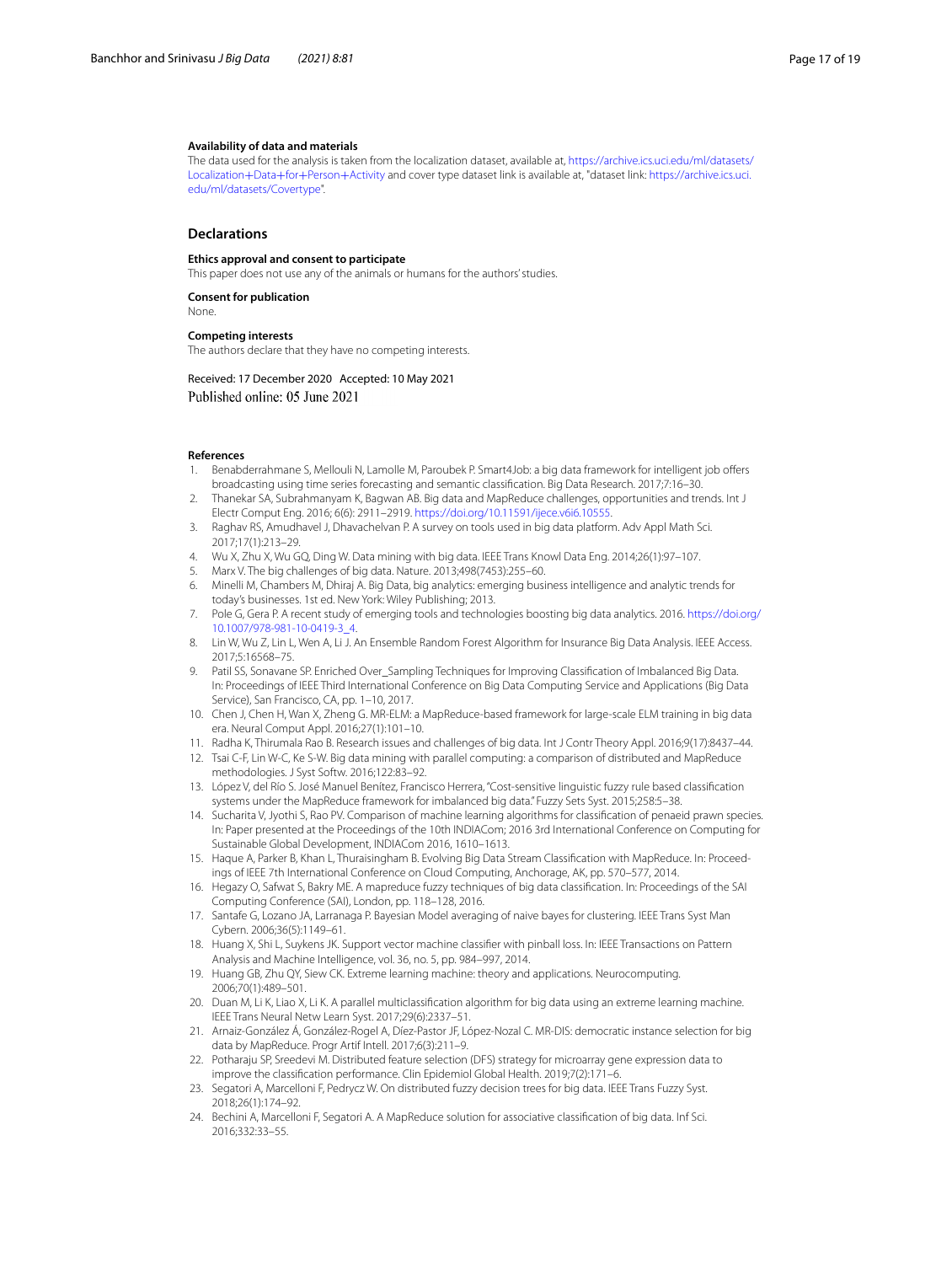#### Availability of data and materials

The data used for the analysis is taken from the localization dataset, available at, https://archive.ics.uci.edu/ml/datasets/Localization+Data+for+Person+Activity and cover type dataset link is available at, "dataset link: https://archive.ics.uci.edu/ml/datasets/Covertype".

## Declarations

#### Ethics approval and consent to participate

This paper does not use any of the animals or humans for the authors' studies.

#### Consent for publication

None.

#### Competing interests

The authors declare that they have no competing interests.

Received: 17 December 2020 Accepted: 10 May 2021
Published online: 05 June 2021

#### References

1. Benabderrahmane S, Mellouli N, Lamolle M, Paroubek P. Smart4Job: a big data framework for intelligent job offers broadcasting using time series forecasting and semantic classification. Big Data Research. 2017;7:16–30.
2. Thanekar SA, Subrahmanyam K, Bagwan AB. Big data and MapReduce challenges, opportunities and trends. Int J Electr Comput Eng. 2016; 6(6): 2911–2919. https://doi.org/10.11591/ijece.v6i6.10555.
3. Raghav RS, Amudhavel J, Dhavachelvan P. A survey on tools used in big data platform. Adv Appl Math Sci. 2017;17(1):213–29.
4. Wu X, Zhu X, Wu GQ, Ding W. Data mining with big data. IEEE Trans Knowl Data Eng. 2014;26(1):97–107.
5. Marx V. The big challenges of big data. Nature. 2013;498(7453):255–60.
6. Minelli M, Chambers M, Dhiraj A. Big Data, big analytics: emerging business intelligence and analytic trends for today's businesses. 1st ed. New York: Wiley Publishing; 2013.
7. Pole G, Gera P. A recent study of emerging tools and technologies boosting big data analytics. 2016. https://doi.org/10.1007/978-981-10-0419-3_4.
8. Lin W, Wu Z, Lin L, Wen A, Li J. An Ensemble Random Forest Algorithm for Insurance Big Data Analysis. IEEE Access. 2017;5:16568–75.
9. Patil SS, Sonavane SP. Enriched Over_Sampling Techniques for Improving Classification of Imbalanced Big Data. In: Proceedings of IEEE Third International Conference on Big Data Computing Service and Applications (Big Data Service), San Francisco, CA, pp. 1–10, 2017.
10. Chen J, Chen H, Wan X, Zheng G. MR-ELM: a MapReduce-based framework for large-scale ELM training in big data era. Neural Comput Appl. 2016;27(1):101–10.
11. Radha K, Thirumala Rao B. Research issues and challenges of big data. Int J Contr Theory Appl. 2016;9(17):8437–44.
12. Tsai C-F, Lin W-C, Ke S-W. Big data mining with parallel computing: a comparison of distributed and MapReduce methodologies. J Syst Softw. 2016;122:83–92.
13. López V, del Río S. José Manuel Benítez, Francisco Herrera, "Cost-sensitive linguistic fuzzy rule based classification systems under the MapReduce framework for imbalanced big data." Fuzzy Sets Syst. 2015;258:5–38.
14. Sucharita V, Jyothi S, Rao PV. Comparison of machine learning algorithms for classification of penaeid prawn species. In: Paper presented at the Proceedings of the 10th INDIACom; 2016 3rd International Conference on Computing for Sustainable Global Development, INDIACom 2016, 1610–1613.
15. Haque A, Parker B, Khan L, Thuraisingham B. Evolving Big Data Stream Classification with MapReduce. In: Proceedings of IEEE 7th International Conference on Cloud Computing, Anchorage, AK, pp. 570–577, 2014.
16. Hegazy O, Safwat S, Bakry ME. A mapreduce fuzzy techniques of big data classification. In: Proceedings of the SAI Computing Conference (SAI), London, pp. 118–128, 2016.
17. Santafe G, Lozano JA, Larranaga P. Bayesian Model averaging of naive bayes for clustering. IEEE Trans Syst Man Cybern. 2006;36(5):1149–61.
18. Huang X, Shi L, Suykens JK. Support vector machine classifier with pinball loss. In: IEEE Transactions on Pattern Analysis and Machine Intelligence, vol. 36, no. 5, pp. 984–997, 2014.
19. Huang GB, Zhu QY, Siew CK. Extreme learning machine: theory and applications. Neurocomputing. 2006;70(1):489–501.
20. Duan M, Li K, Liao X, Li K. A parallel multiclassification algorithm for big data using an extreme learning machine. IEEE Trans Neural Netw Learn Syst. 2017;29(6):2337–51.
21. Arnaiz-González Á, González-Rogel A, Díez-Pastor JF, López-Nozal C. MR-DIS: democratic instance selection for big data by MapReduce. Progr Artif Intell. 2017;6(3):211–9.
22. Potharaju SP, Sreedevi M. Distributed feature selection (DFS) strategy for microarray gene expression data to improve the classification performance. Clin Epidemiol Global Health. 2019;7(2):171–6.
23. Segatori A, Marcelloni F, Pedrycz W. On distributed fuzzy decision trees for big data. IEEE Trans Fuzzy Syst. 2018;26(1):174–92.
24. Bechini A, Marcelloni F, Segatori A. A MapReduce solution for associative classification of big data. Inf Sci. 2016;332:33–55.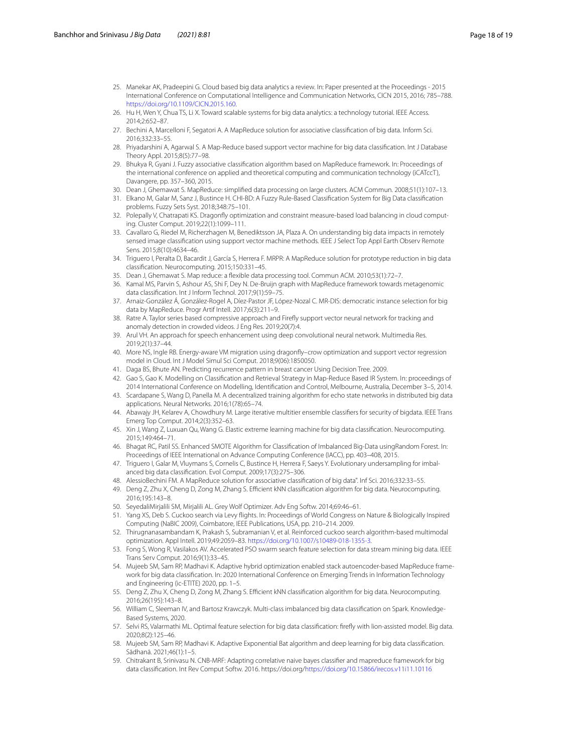25. Manekar AK, Pradeepini G. Cloud based big data analytics a review. In: Paper presented at the Proceedings - 2015 International Conference on Computational Intelligence and Communication Networks, CICN 2015, 2016; 785–788. https://doi.org/10.1109/CICN.2015.160.
26. Hu H, Wen Y, Chua TS, Li X. Toward scalable systems for big data analytics: a technology tutorial. IEEE Access. 2014;2:652–87.
27. Bechini A, Marcelloni F, Segatori A. A MapReduce solution for associative classification of big data. Inform Sci. 2016;332:33–55.
28. Priyadarshini A, Agarwal S. A Map-Reduce based support vector machine for big data classification. Int J Database Theory Appl. 2015;8(5):77–98.
29. Bhukya R, Gyani J. Fuzzy associative classification algorithm based on MapReduce framework. In: Proceedings of the international conference on applied and theoretical computing and communication technology (iCATccT), Davangere, pp. 357–360, 2015.
30. Dean J, Ghemawat S. MapReduce: simplified data processing on large clusters. ACM Commun. 2008;51(1):107–13.
31. Elkano M, Galar M, Sanz J, Bustince H. CHI-BD: A Fuzzy Rule-Based Classification System for Big Data classification problems. Fuzzy Sets Syst. 2018;348:75–101.
32. Polepally V, Chatrapati KS. Dragonfly optimization and constraint measure-based load balancing in cloud computing. Cluster Comput. 2019;22(1):1099–111.
33. Cavallaro G, Riedel M, Richerzhagen M, Benediktsson JA, Plaza A. On understanding big data impacts in remotely sensed image classification using support vector machine methods. IEEE J Select Top Appl Earth Observ Remote Sens. 2015;8(10):4634–46.
34. Triguero I, Peralta D, Bacardit J, García S, Herrera F. MRPR: A MapReduce solution for prototype reduction in big data classification. Neurocomputing. 2015;150:331–45.
35. Dean J, Ghemawat S. Map reduce: a flexible data processing tool. Commun ACM. 2010;53(1):72–7.
36. Kamal MS, Parvin S, Ashour AS, Shi F, Dey N. De-Bruijn graph with MapReduce framework towards metagenomic data classification. Int J Inform Technol. 2017;9(1):59–75.
37. Arnaiz-González Á, González-Rogel A, Díez-Pastor JF, López-Nozal C. MR-DIS: democratic instance selection for big data by MapReduce. Progr Artif Intell. 2017;6(3):211–9.
38. Ratre A. Taylor series based compressive approach and Firefly support vector neural network for tracking and anomaly detection in crowded videos. J Eng Res. 2019;20(7):4.
39. Arul VH. An approach for speech enhancement using deep convolutional neural network. Multimedia Res. 2019;2(1):37–44.
40. More NS, Ingle RB. Energy-aware VM migration using dragonfly–crow optimization and support vector regression model in Cloud. Int J Model Simul Sci Comput. 2018;9(06):1850050.
41. Daga BS, Bhute AN. Predicting recurrence pattern in breast cancer Using Decision Tree. 2009.
42. Gao S, Gao K. Modelling on Classification and Retrieval Strategy in Map-Reduce Based IR System. In: proceedings of 2014 International Conference on Modelling, Identification and Control, Melbourne, Australia, December 3–5, 2014.
43. Scardapane S, Wang D, Panella M. A decentralized training algorithm for echo state networks in distributed big data applications. Neural Networks. 2016;1(78):65–74.
44. Abawajy JH, Kelarev A, Chowdhury M. Large iterative multitier ensemble classifiers for security of bigdata. IEEE Trans Emerg Top Comput. 2014;2(3):352–63.
45. Xin J, Wang Z, Luxuan Qu, Wang G. Elastic extreme learning machine for big data classification. Neurocomputing. 2015;149:464–71.
46. Bhagat RC, Patil SS. Enhanced SMOTE Algorithm for Classification of Imbalanced Big-Data usingRandom Forest. In: Proceedings of IEEE International on Advance Computing Conference (IACC), pp. 403–408, 2015.
47. Triguero I, Galar M, Vluymans S, Cornelis C, Bustince H, Herrera F, Saeys Y. Evolutionary undersampling for imbalanced big data classification. Evol Comput. 2009;17(3):275–306.
48. AlessioBechini FM. A MapReduce solution for associative classification of big data". Inf Sci. 2016;332:33–55.
49. Deng Z, Zhu X, Cheng D, Zong M, Zhang S. Efficient kNN classification algorithm for big data. Neurocomputing. 2016;195:143–8.
50. SeyedaliMirjalili SM, Mirjalili AL. Grey Wolf Optimizer. Adv Eng Softw. 2014;69:46–61.
51. Yang XS, Deb S. Cuckoo search via Levy flights. In: Proceedings of World Congress on Nature & Biologically Inspired Computing (NaBIC 2009), Coimbatore, IEEE Publications, USA, pp. 210–214. 2009.
52. Thirugnanasambandam K, Prakash S, Subramanian V, et al. Reinforced cuckoo search algorithm-based multimodal optimization. Appl Intell. 2019;49:2059–83. https://doi.org/10.1007/s10489-018-1355-3.
53. Fong S, Wong R, Vasilakos AV. Accelerated PSO swarm search feature selection for data stream mining big data. IEEE Trans Serv Comput. 2016;9(1):33–45.
54. Mujeeb SM, Sam RP, Madhavi K. Adaptive hybrid optimization enabled stack autoencoder-based MapReduce framework for big data classification. In: 2020 International Conference on Emerging Trends in Information Technology and Engineering (ic-ETITE) 2020, pp. 1–5.
55. Deng Z, Zhu X, Cheng D, Zong M, Zhang S. Efficient kNN classification algorithm for big data. Neurocomputing. 2016;26(195):143–8.
56. William C, Sleeman IV, and Bartosz Krawczyk. Multi-class imbalanced big data classification on Spark. Knowledge-Based Systems, 2020.
57. Selvi RS, Valarmathi ML. Optimal feature selection for big data classification: firefly with lion-assisted model. Big data. 2020;8(2):125–46.
58. Mujeeb SM, Sam RP, Madhavi K. Adaptive Exponential Bat algorithm and deep learning for big data classification. Sādhanā. 2021;46(1):1–5.
59. Chitrakant B, Srinivasu N. CNB-MRF: Adapting correlative naive bayes classifier and mapreduce framework for big data classification. Int Rev Comput Softw. 2016. https://doi.org/https://doi.org/10.15866/irecos.v11i11.10116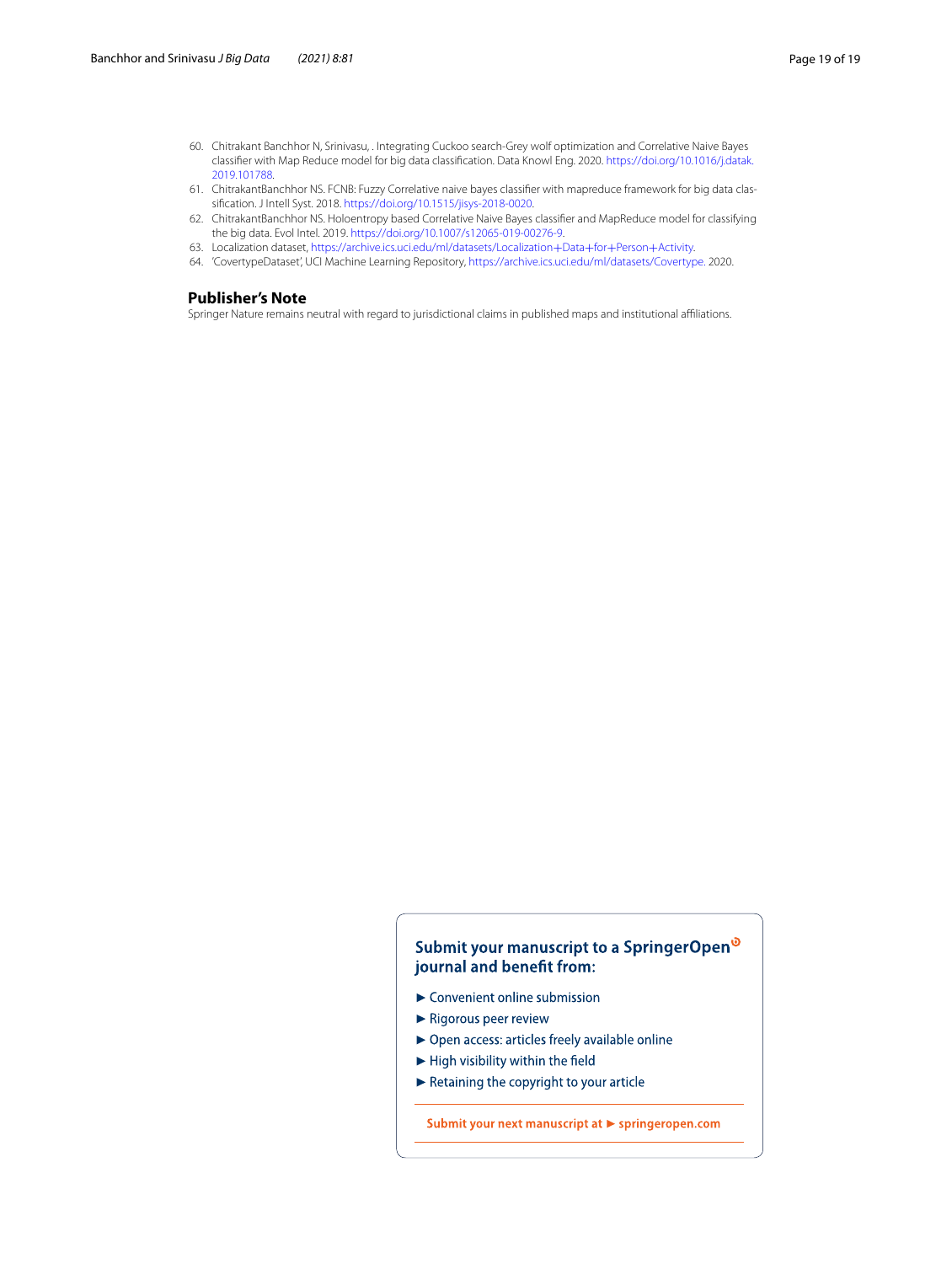60. Chitrakant Banchhor N, Srinivasu, . Integrating Cuckoo search-Grey wolf optimization and Correlative Naive Bayes classifier with Map Reduce model for big data classification. Data Knowl Eng. 2020. https://doi.org/10.1016/j.datak.2019.101788.
61. ChitrakantBanchhor NS. FCNB: Fuzzy Correlative naive bayes classifier with mapreduce framework for big data classification. J Intell Syst. 2018. https://doi.org/10.1515/jisys-2018-0020.
62. ChitrakantBanchhor NS. Holoentropy based Correlative Naive Bayes classifier and MapReduce model for classifying the big data. Evol Intel. 2019. https://doi.org/10.1007/s12065-019-00276-9.
63. Localization dataset, https://archive.ics.uci.edu/ml/datasets/Localization+Data+for+Person+Activity.
64. 'CovertypeDataset', UCI Machine Learning Repository, https://archive.ics.uci.edu/ml/datasets/Covertype. 2020.

## Publisher's Note

Springer Nature remains neutral with regard to jurisdictional claims in published maps and institutional affiliations.

**Submit your manuscript to a SpringerOpen journal and benefit from:**

- ► Convenient online submission
- ► Rigorous peer review
- ► Open access: articles freely available online
- ► High visibility within the field
- ► Retaining the copyright to your article

**Submit your next manuscript at ► springeropen.com**